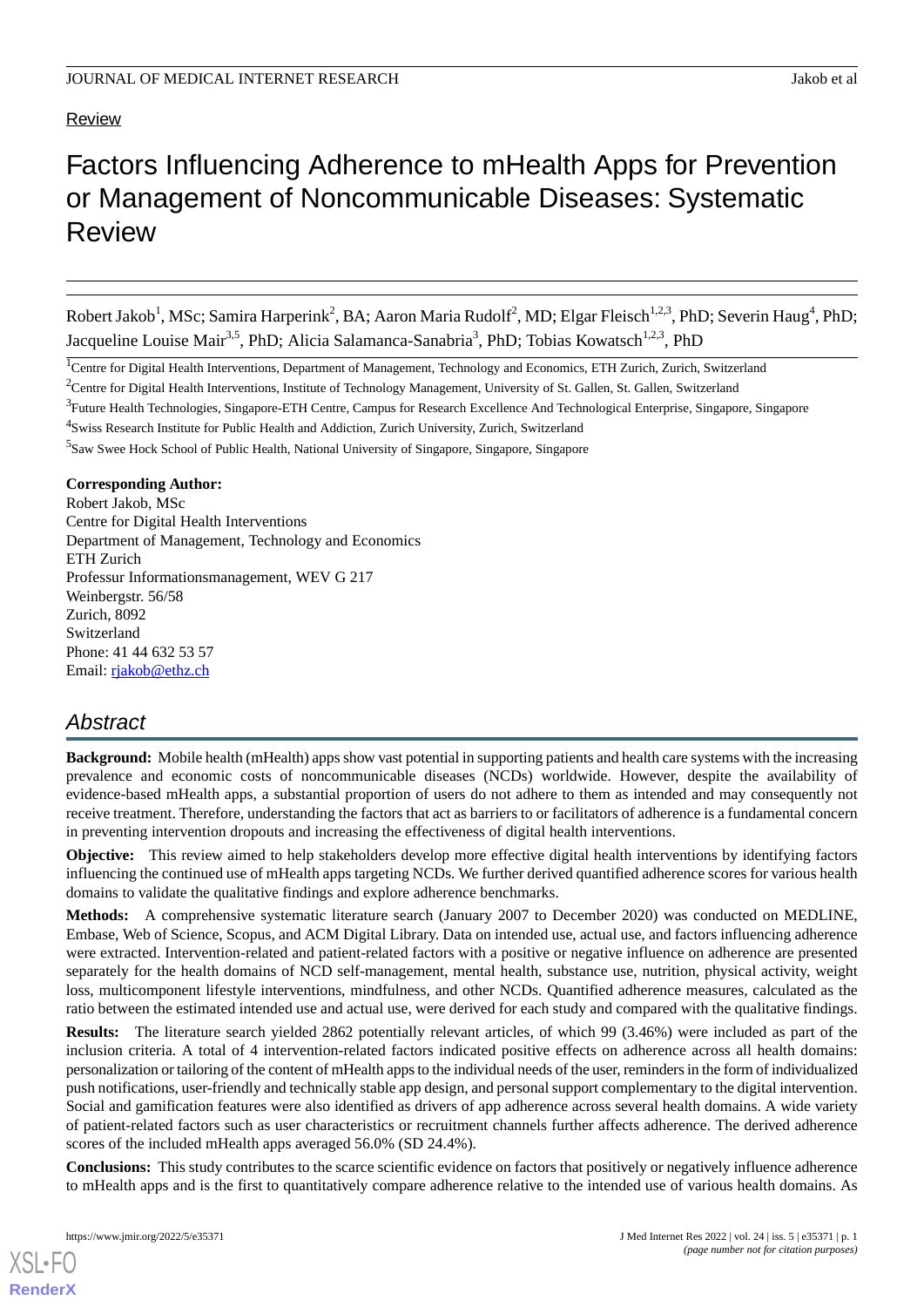Review

# Factors Influencing Adherence to mHealth Apps for Prevention or Management of Noncommunicable Diseases: Systematic Review

Robert Jakob[1], MSc; Samira Harperink[2], BA; Aaron Maria Rudolf[2], MD; Elgar Fleisch[1,2,3], PhD; Severin Haug[4], PhD; Jacqueline Louise Mair[3,5], PhD; Alicia Salamanca-Sanabria[3], PhD; Tobias Kowatsch[1,2,3], PhD

[1]Centre for Digital Health Interventions, Department of Management, Technology and Economics, ETH Zurich, Zurich, Switzerland

[2]Centre for Digital Health Interventions, Institute of Technology Management, University of St. Gallen, St. Gallen, Switzerland

[3]Future Health Technologies, Singapore-ETH Centre, Campus for Research Excellence And Technological Enterprise, Singapore, Singapore

[4]Swiss Research Institute for Public Health and Addiction, Zurich University, Zurich, Switzerland

[5]Saw Swee Hock School of Public Health, National University of Singapore, Singapore, Singapore

**Corresponding Author:**
Robert Jakob, MSc
Centre for Digital Health Interventions
Department of Management, Technology and Economics
ETH Zurich
Professur Informationsmanagement, WEV G 217
Weinbergstr. 56/58
Zurich, 8092
Switzerland
Phone: 41 44 632 53 57
Email: rjakob@ethz.ch

## Abstract

**Background:** Mobile health (mHealth) apps show vast potential in supporting patients and health care systems with the increasing prevalence and economic costs of noncommunicable diseases (NCDs) worldwide. However, despite the availability of evidence-based mHealth apps, a substantial proportion of users do not adhere to them as intended and may consequently not receive treatment. Therefore, understanding the factors that act as barriers to or facilitators of adherence is a fundamental concern in preventing intervention dropouts and increasing the effectiveness of digital health interventions.

**Objective:** This review aimed to help stakeholders develop more effective digital health interventions by identifying factors influencing the continued use of mHealth apps targeting NCDs. We further derived quantified adherence scores for various health domains to validate the qualitative findings and explore adherence benchmarks.

**Methods:** A comprehensive systematic literature search (January 2007 to December 2020) was conducted on MEDLINE, Embase, Web of Science, Scopus, and ACM Digital Library. Data on intended use, actual use, and factors influencing adherence were extracted. Intervention-related and patient-related factors with a positive or negative influence on adherence are presented separately for the health domains of NCD self-management, mental health, substance use, nutrition, physical activity, weight loss, multicomponent lifestyle interventions, mindfulness, and other NCDs. Quantified adherence measures, calculated as the ratio between the estimated intended use and actual use, were derived for each study and compared with the qualitative findings.

**Results:** The literature search yielded 2862 potentially relevant articles, of which 99 (3.46%) were included as part of the inclusion criteria. A total of 4 intervention-related factors indicated positive effects on adherence across all health domains: personalization or tailoring of the content of mHealth apps to the individual needs of the user, reminders in the form of individualized push notifications, user-friendly and technically stable app design, and personal support complementary to the digital intervention. Social and gamification features were also identified as drivers of app adherence across several health domains. A wide variety of patient-related factors such as user characteristics or recruitment channels further affects adherence. The derived adherence scores of the included mHealth apps averaged 56.0% (SD 24.4%).

**Conclusions:** This study contributes to the scarce scientific evidence on factors that positively or negatively influence adherence to mHealth apps and is the first to quantitatively compare adherence relative to the intended use of various health domains. As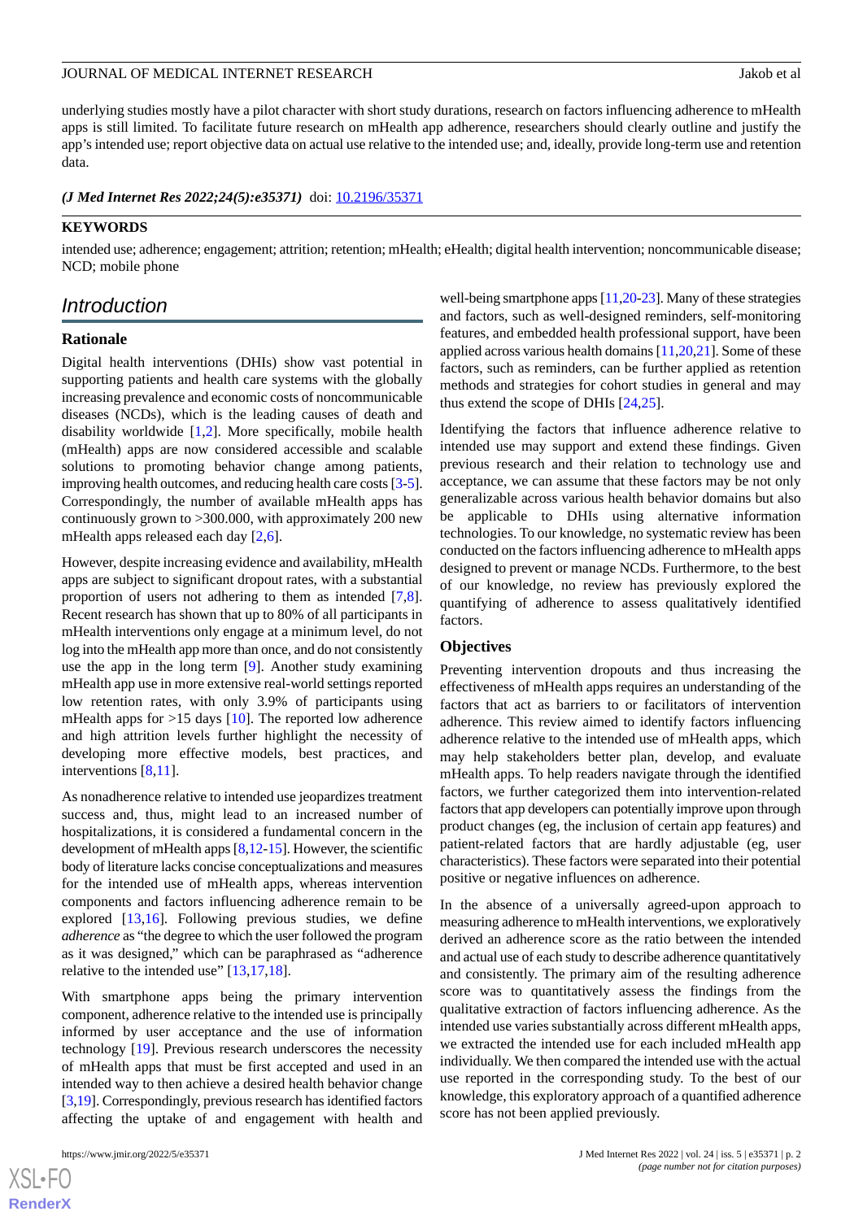underlying studies mostly have a pilot character with short study durations, research on factors influencing adherence to mHealth apps is still limited. To facilitate future research on mHealth app adherence, researchers should clearly outline and justify the app's intended use; report objective data on actual use relative to the intended use; and, ideally, provide long-term use and retention data.

***(J Med Internet Res 2022;24(5):e35371)*** doi: 10.2196/35371

**KEYWORDS**

intended use; adherence; engagement; attrition; retention; mHealth; eHealth; digital health intervention; noncommunicable disease; NCD; mobile phone

## Introduction

### Rationale

Digital health interventions (DHIs) show vast potential in supporting patients and health care systems with the globally increasing prevalence and economic costs of noncommunicable diseases (NCDs), which is the leading causes of death and disability worldwide [1,2]. More specifically, mobile health (mHealth) apps are now considered accessible and scalable solutions to promoting behavior change among patients, improving health outcomes, and reducing health care costs [3-5]. Correspondingly, the number of available mHealth apps has continuously grown to >300.000, with approximately 200 new mHealth apps released each day [2,6].

However, despite increasing evidence and availability, mHealth apps are subject to significant dropout rates, with a substantial proportion of users not adhering to them as intended [7,8]. Recent research has shown that up to 80% of all participants in mHealth interventions only engage at a minimum level, do not log into the mHealth app more than once, and do not consistently use the app in the long term [9]. Another study examining mHealth app use in more extensive real-world settings reported low retention rates, with only 3.9% of participants using mHealth apps for >15 days [10]. The reported low adherence and high attrition levels further highlight the necessity of developing more effective models, best practices, and interventions [8,11].

As nonadherence relative to intended use jeopardizes treatment success and, thus, might lead to an increased number of hospitalizations, it is considered a fundamental concern in the development of mHealth apps [8,12-15]. However, the scientific body of literature lacks concise conceptualizations and measures for the intended use of mHealth apps, whereas intervention components and factors influencing adherence remain to be explored [13,16]. Following previous studies, we define *adherence* as "the degree to which the user followed the program as it was designed," which can be paraphrased as "adherence relative to the intended use" [13,17,18].

With smartphone apps being the primary intervention component, adherence relative to the intended use is principally informed by user acceptance and the use of information technology [19]. Previous research underscores the necessity of mHealth apps that must be first accepted and used in an intended way to then achieve a desired health behavior change [3,19]. Correspondingly, previous research has identified factors affecting the uptake of and engagement with health and well-being smartphone apps [11,20-23]. Many of these strategies and factors, such as well-designed reminders, self-monitoring features, and embedded health professional support, have been applied across various health domains [11,20,21]. Some of these factors, such as reminders, can be further applied as retention methods and strategies for cohort studies in general and may thus extend the scope of DHIs [24,25].

Identifying the factors that influence adherence relative to intended use may support and extend these findings. Given previous research and their relation to technology use and acceptance, we can assume that these factors may be not only generalizable across various health behavior domains but also be applicable to DHIs using alternative information technologies. To our knowledge, no systematic review has been conducted on the factors influencing adherence to mHealth apps designed to prevent or manage NCDs. Furthermore, to the best of our knowledge, no review has previously explored the quantifying of adherence to assess qualitatively identified factors.

### Objectives

Preventing intervention dropouts and thus increasing the effectiveness of mHealth apps requires an understanding of the factors that act as barriers to or facilitators of intervention adherence. This review aimed to identify factors influencing adherence relative to the intended use of mHealth apps, which may help stakeholders better plan, develop, and evaluate mHealth apps. To help readers navigate through the identified factors, we further categorized them into intervention-related factors that app developers can potentially improve upon through product changes (eg, the inclusion of certain app features) and patient-related factors that are hardly adjustable (eg, user characteristics). These factors were separated into their potential positive or negative influences on adherence.

In the absence of a universally agreed-upon approach to measuring adherence to mHealth interventions, we exploratively derived an adherence score as the ratio between the intended and actual use of each study to describe adherence quantitatively and consistently. The primary aim of the resulting adherence score was to quantitatively assess the findings from the qualitative extraction of factors influencing adherence. As the intended use varies substantially across different mHealth apps, we extracted the intended use for each included mHealth app individually. We then compared the intended use with the actual use reported in the corresponding study. To the best of our knowledge, this exploratory approach of a quantified adherence score has not been applied previously.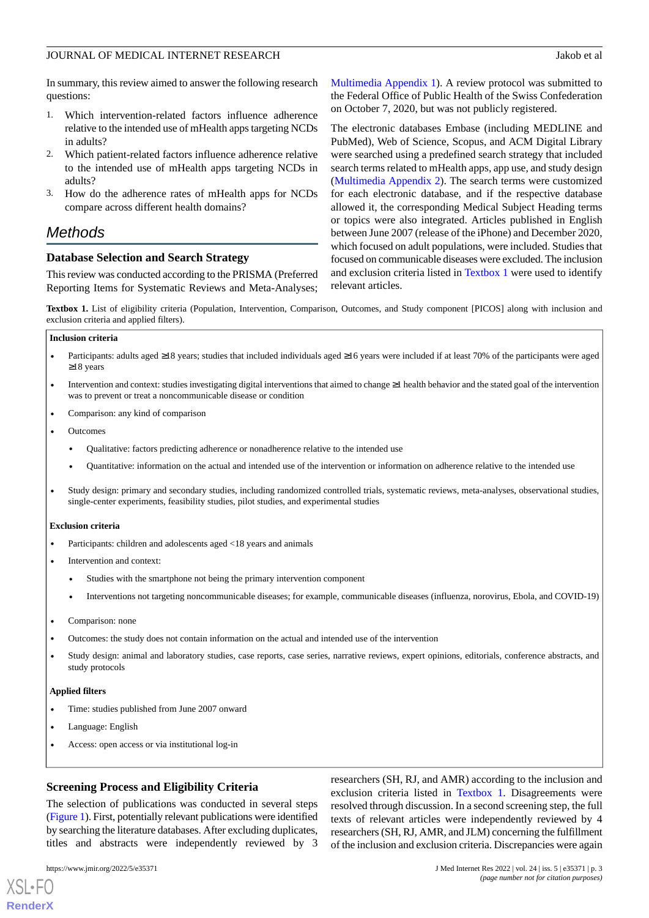In summary, this review aimed to answer the following research questions:

1. Which intervention-related factors influence adherence relative to the intended use of mHealth apps targeting NCDs in adults?
2. Which patient-related factors influence adherence relative to the intended use of mHealth apps targeting NCDs in adults?
3. How do the adherence rates of mHealth apps for NCDs compare across different health domains?

## Methods

### Database Selection and Search Strategy

This review was conducted according to the PRISMA (Preferred Reporting Items for Systematic Reviews and Meta-Analyses; Multimedia Appendix 1). A review protocol was submitted to the Federal Office of Public Health of the Swiss Confederation on October 7, 2020, but was not publicly registered.

The electronic databases Embase (including MEDLINE and PubMed), Web of Science, Scopus, and ACM Digital Library were searched using a predefined search strategy that included search terms related to mHealth apps, app use, and study design (Multimedia Appendix 2). The search terms were customized for each electronic database, and if the respective database allowed it, the corresponding Medical Subject Heading terms or topics were also integrated. Articles published in English between June 2007 (release of the iPhone) and December 2020, which focused on adult populations, were included. Studies that focused on communicable diseases were excluded. The inclusion and exclusion criteria listed in Textbox 1 were used to identify relevant articles.

**Textbox 1.** List of eligibility criteria (Population, Intervention, Comparison, Outcomes, and Study component [PICOS] along with inclusion and exclusion criteria and applied filters).

**Inclusion criteria**

- Participants: adults aged ≥18 years; studies that included individuals aged ≥16 years were included if at least 70% of the participants were aged ≥18 years
- Intervention and context: studies investigating digital interventions that aimed to change ≥1 health behavior and the stated goal of the intervention was to prevent or treat a noncommunicable disease or condition
- Comparison: any kind of comparison
- Outcomes
    - Qualitative: factors predicting adherence or nonadherence relative to the intended use
    - Quantitative: information on the actual and intended use of the intervention or information on adherence relative to the intended use
- Study design: primary and secondary studies, including randomized controlled trials, systematic reviews, meta-analyses, observational studies, single-center experiments, feasibility studies, pilot studies, and experimental studies

**Exclusion criteria**

- Participants: children and adolescents aged <18 years and animals
- Intervention and context:
    - Studies with the smartphone not being the primary intervention component
    - Interventions not targeting noncommunicable diseases; for example, communicable diseases (influenza, norovirus, Ebola, and COVID-19)
- Comparison: none
- Outcomes: the study does not contain information on the actual and intended use of the intervention
- Study design: animal and laboratory studies, case reports, case series, narrative reviews, expert opinions, editorials, conference abstracts, and study protocols

**Applied filters**

- Time: studies published from June 2007 onward
- Language: English
- Access: open access or via institutional log-in

### Screening Process and Eligibility Criteria

The selection of publications was conducted in several steps (Figure 1). First, potentially relevant publications were identified by searching the literature databases. After excluding duplicates, titles and abstracts were independently reviewed by 3 researchers (SH, RJ, and AMR) according to the inclusion and exclusion criteria listed in Textbox 1. Disagreements were resolved through discussion. In a second screening step, the full texts of relevant articles were independently reviewed by 4 researchers (SH, RJ, AMR, and JLM) concerning the fulfillment of the inclusion and exclusion criteria. Discrepancies were again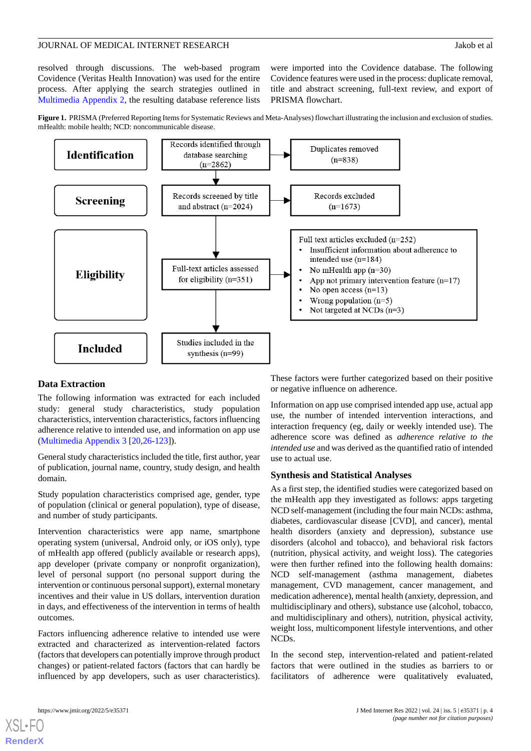resolved through discussions. The web-based program Covidence (Veritas Health Innovation) was used for the entire process. After applying the search strategies outlined in Multimedia Appendix 2, the resulting database reference lists were imported into the Covidence database. The following Covidence features were used in the process: duplicate removal, title and abstract screening, full-text review, and export of PRISMA flowchart.

**Figure 1.** PRISMA (Preferred Reporting Items for Systematic Reviews and Meta-Analyses) flowchart illustrating the inclusion and exclusion of studies. mHealth: mobile health; NCD: noncommunicable disease.

Identification

Records identified through database searching (n=2862)

Duplicates removed (n=838)

Screening

Records screened by title and abstract (n=2024)

Records excluded (n=1673)

Eligibility

Full-text articles assessed for eligibility (n=351)

Full text articles excluded (n=252)
- Insufficient information about adherence to intended use (n=184)
- No mHealth app (n=30)
- App not primary intervention feature (n=17)
- No open access (n=13)
- Wrong population (n=5)
- Not targeted at NCDs (n=3)

Included

Studies included in the synthesis (n=99)

### Data Extraction

The following information was extracted for each included study: general study characteristics, study population characteristics, intervention characteristics, factors influencing adherence relative to intended use, and information on app use (Multimedia Appendix 3 [20,26-123]).

General study characteristics included the title, first author, year of publication, journal name, country, study design, and health domain.

Study population characteristics comprised age, gender, type of population (clinical or general population), type of disease, and number of study participants.

Intervention characteristics were app name, smartphone operating system (universal, Android only, or iOS only), type of mHealth app offered (publicly available or research apps), app developer (private company or nonprofit organization), level of personal support (no personal support during the intervention or continuous personal support), external monetary incentives and their value in US dollars, intervention duration in days, and effectiveness of the intervention in terms of health outcomes.

Factors influencing adherence relative to intended use were extracted and characterized as intervention-related factors (factors that developers can potentially improve through product changes) or patient-related factors (factors that can hardly be influenced by app developers, such as user characteristics). These factors were further categorized based on their positive or negative influence on adherence.

Information on app use comprised intended app use, actual app use, the number of intended intervention interactions, and interaction frequency (eg, daily or weekly intended use). The adherence score was defined as *adherence relative to the intended use* and was derived as the quantified ratio of intended use to actual use.

### Synthesis and Statistical Analyses

As a first step, the identified studies were categorized based on the mHealth app they investigated as follows: apps targeting NCD self-management (including the four main NCDs: asthma, diabetes, cardiovascular disease [CVD], and cancer), mental health disorders (anxiety and depression), substance use disorders (alcohol and tobacco), and behavioral risk factors (nutrition, physical activity, and weight loss). The categories were then further refined into the following health domains: NCD self-management (asthma management, diabetes management, CVD management, cancer management, and medication adherence), mental health (anxiety, depression, and multidisciplinary and others), substance use (alcohol, tobacco, and multidisciplinary and others), nutrition, physical activity, weight loss, multicomponent lifestyle interventions, and other NCDs.

In the second step, intervention-related and patient-related factors that were outlined in the studies as barriers to or facilitators of adherence were qualitatively evaluated,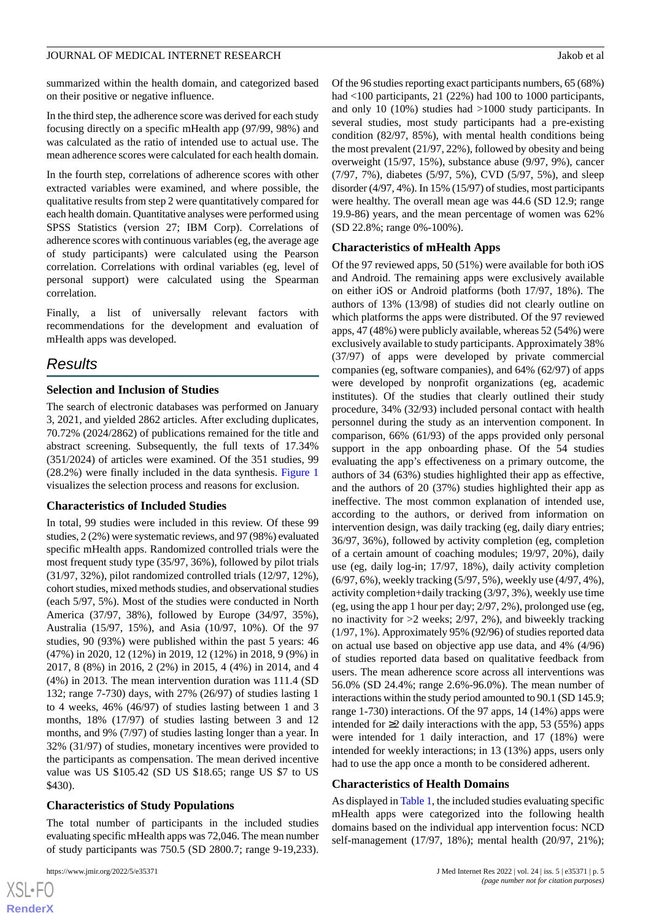summarized within the health domain, and categorized based on their positive or negative influence.

In the third step, the adherence score was derived for each study focusing directly on a specific mHealth app (97/99, 98%) and was calculated as the ratio of intended use to actual use. The mean adherence scores were calculated for each health domain.

In the fourth step, correlations of adherence scores with other extracted variables were examined, and where possible, the qualitative results from step 2 were quantitatively compared for each health domain. Quantitative analyses were performed using SPSS Statistics (version 27; IBM Corp). Correlations of adherence scores with continuous variables (eg, the average age of study participants) were calculated using the Pearson correlation. Correlations with ordinal variables (eg, level of personal support) were calculated using the Spearman correlation.

Finally, a list of universally relevant factors with recommendations for the development and evaluation of mHealth apps was developed.

## Results

### Selection and Inclusion of Studies

The search of electronic databases was performed on January 3, 2021, and yielded 2862 articles. After excluding duplicates, 70.72% (2024/2862) of publications remained for the title and abstract screening. Subsequently, the full texts of 17.34% (351/2024) of articles were examined. Of the 351 studies, 99 (28.2%) were finally included in the data synthesis. Figure 1 visualizes the selection process and reasons for exclusion.

### Characteristics of Included Studies

In total, 99 studies were included in this review. Of these 99 studies, 2 (2%) were systematic reviews, and 97 (98%) evaluated specific mHealth apps. Randomized controlled trials were the most frequent study type (35/97, 36%), followed by pilot trials (31/97, 32%), pilot randomized controlled trials (12/97, 12%), cohort studies, mixed methods studies, and observational studies (each 5/97, 5%). Most of the studies were conducted in North America (37/97, 38%), followed by Europe (34/97, 35%), Australia (15/97, 15%), and Asia (10/97, 10%). Of the 97 studies, 90 (93%) were published within the past 5 years: 46 (47%) in 2020, 12 (12%) in 2019, 12 (12%) in 2018, 9 (9%) in 2017, 8 (8%) in 2016, 2 (2%) in 2015, 4 (4%) in 2014, and 4 (4%) in 2013. The mean intervention duration was 111.4 (SD 132; range 7-730) days, with 27% (26/97) of studies lasting 1 to 4 weeks, 46% (46/97) of studies lasting between 1 and 3 months, 18% (17/97) of studies lasting between 3 and 12 months, and 9% (7/97) of studies lasting longer than a year. In 32% (31/97) of studies, monetary incentives were provided to the participants as compensation. The mean derived incentive value was US $105.42 (SD US $18.65; range US $7 to US $430).

### Characteristics of Study Populations

The total number of participants in the included studies evaluating specific mHealth apps was 72,046. The mean number of study participants was 750.5 (SD 2800.7; range 9-19,233). Of the 96 studies reporting exact participants numbers, 65 (68%) had <100 participants, 21 (22%) had 100 to 1000 participants, and only 10 (10%) studies had >1000 study participants. In several studies, most study participants had a pre-existing condition (82/97, 85%), with mental health conditions being the most prevalent (21/97, 22%), followed by obesity and being overweight (15/97, 15%), substance abuse (9/97, 9%), cancer (7/97, 7%), diabetes (5/97, 5%), CVD (5/97, 5%), and sleep disorder (4/97, 4%). In 15% (15/97) of studies, most participants were healthy. The overall mean age was 44.6 (SD 12.9; range 19.9-86) years, and the mean percentage of women was 62% (SD 22.8%; range 0%-100%).

### Characteristics of mHealth Apps

Of the 97 reviewed apps, 50 (51%) were available for both iOS and Android. The remaining apps were exclusively available on either iOS or Android platforms (both 17/97, 18%). The authors of 13% (13/98) of studies did not clearly outline on which platforms the apps were distributed. Of the 97 reviewed apps, 47 (48%) were publicly available, whereas 52 (54%) were exclusively available to study participants. Approximately 38% (37/97) of apps were developed by private commercial companies (eg, software companies), and 64% (62/97) of apps were developed by nonprofit organizations (eg, academic institutes). Of the studies that clearly outlined their study procedure, 34% (32/93) included personal contact with health personnel during the study as an intervention component. In comparison, 66% (61/93) of the apps provided only personal support in the app onboarding phase. Of the 54 studies evaluating the app's effectiveness on a primary outcome, the authors of 34 (63%) studies highlighted their app as effective, and the authors of 20 (37%) studies highlighted their app as ineffective. The most common explanation of intended use, according to the authors, or derived from information on intervention design, was daily tracking (eg, daily diary entries; 36/97, 36%), followed by activity completion (eg, completion of a certain amount of coaching modules; 19/97, 20%), daily use (eg, daily log-in; 17/97, 18%), daily activity completion (6/97, 6%), weekly tracking (5/97, 5%), weekly use (4/97, 4%), activity completion+daily tracking (3/97, 3%), weekly use time (eg, using the app 1 hour per day; 2/97, 2%), prolonged use (eg, no inactivity for >2 weeks; 2/97, 2%), and biweekly tracking (1/97, 1%). Approximately 95% (92/96) of studies reported data on actual use based on objective app use data, and 4% (4/96) of studies reported data based on qualitative feedback from users. The mean adherence score across all interventions was 56.0% (SD 24.4%; range 2.6%-96.0%). The mean number of interactions within the study period amounted to 90.1 (SD 145.9; range 1-730) interactions. Of the 97 apps, 14 (14%) apps were intended for ≥2 daily interactions with the app, 53 (55%) apps were intended for 1 daily interaction, and 17 (18%) were intended for weekly interactions; in 13 (13%) apps, users only had to use the app once a month to be considered adherent.

### Characteristics of Health Domains

As displayed in Table 1, the included studies evaluating specific mHealth apps were categorized into the following health domains based on the individual app intervention focus: NCD self-management (17/97, 18%); mental health (20/97, 21%);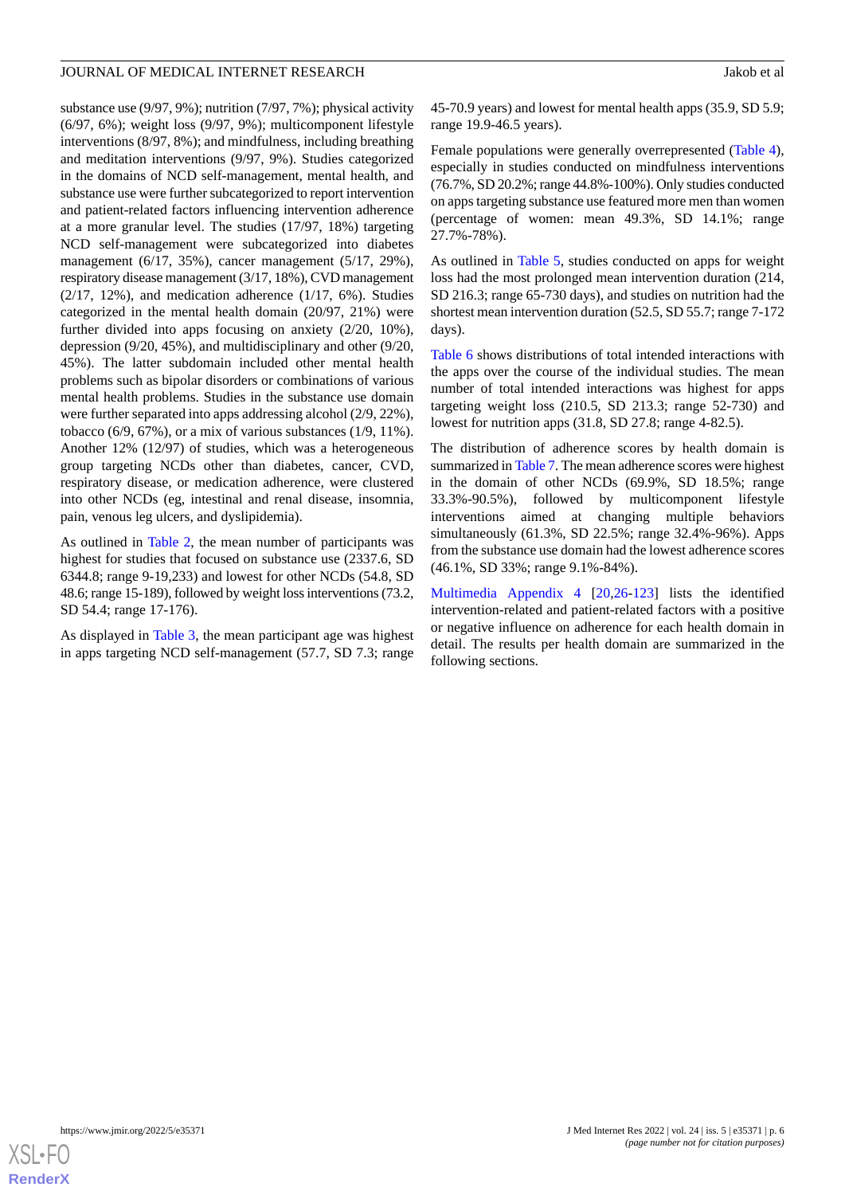substance use (9/97, 9%); nutrition (7/97, 7%); physical activity (6/97, 6%); weight loss (9/97, 9%); multicomponent lifestyle interventions (8/97, 8%); and mindfulness, including breathing and meditation interventions (9/97, 9%). Studies categorized in the domains of NCD self-management, mental health, and substance use were further subcategorized to report intervention and patient-related factors influencing intervention adherence at a more granular level. The studies (17/97, 18%) targeting NCD self-management were subcategorized into diabetes management (6/17, 35%), cancer management (5/17, 29%), respiratory disease management (3/17, 18%), CVD management (2/17, 12%), and medication adherence (1/17, 6%). Studies categorized in the mental health domain (20/97, 21%) were further divided into apps focusing on anxiety (2/20, 10%), depression (9/20, 45%), and multidisciplinary and other (9/20, 45%). The latter subdomain included other mental health problems such as bipolar disorders or combinations of various mental health problems. Studies in the substance use domain were further separated into apps addressing alcohol (2/9, 22%), tobacco (6/9, 67%), or a mix of various substances (1/9, 11%). Another 12% (12/97) of studies, which was a heterogeneous group targeting NCDs other than diabetes, cancer, CVD, respiratory disease, or medication adherence, were clustered into other NCDs (eg, intestinal and renal disease, insomnia, pain, venous leg ulcers, and dyslipidemia).

As outlined in Table 2, the mean number of participants was highest for studies that focused on substance use (2337.6, SD 6344.8; range 9-19,233) and lowest for other NCDs (54.8, SD 48.6; range 15-189), followed by weight loss interventions (73.2, SD 54.4; range 17-176).

As displayed in Table 3, the mean participant age was highest in apps targeting NCD self-management (57.7, SD 7.3; range 45-70.9 years) and lowest for mental health apps (35.9, SD 5.9; range 19.9-46.5 years).

Female populations were generally overrepresented (Table 4), especially in studies conducted on mindfulness interventions (76.7%, SD 20.2%; range 44.8%-100%). Only studies conducted on apps targeting substance use featured more men than women (percentage of women: mean 49.3%, SD 14.1%; range 27.7%-78%).

As outlined in Table 5, studies conducted on apps for weight loss had the most prolonged mean intervention duration (214, SD 216.3; range 65-730 days), and studies on nutrition had the shortest mean intervention duration (52.5, SD 55.7; range 7-172 days).

Table 6 shows distributions of total intended interactions with the apps over the course of the individual studies. The mean number of total intended interactions was highest for apps targeting weight loss (210.5, SD 213.3; range 52-730) and lowest for nutrition apps (31.8, SD 27.8; range 4-82.5).

The distribution of adherence scores by health domain is summarized in Table 7. The mean adherence scores were highest in the domain of other NCDs (69.9%, SD 18.5%; range 33.3%-90.5%), followed by multicomponent lifestyle interventions aimed at changing multiple behaviors simultaneously (61.3%, SD 22.5%; range 32.4%-96%). Apps from the substance use domain had the lowest adherence scores (46.1%, SD 33%; range 9.1%-84%).

Multimedia Appendix 4 [20,26-123] lists the identified intervention-related and patient-related factors with a positive or negative influence on adherence for each health domain in detail. The results per health domain are summarized in the following sections.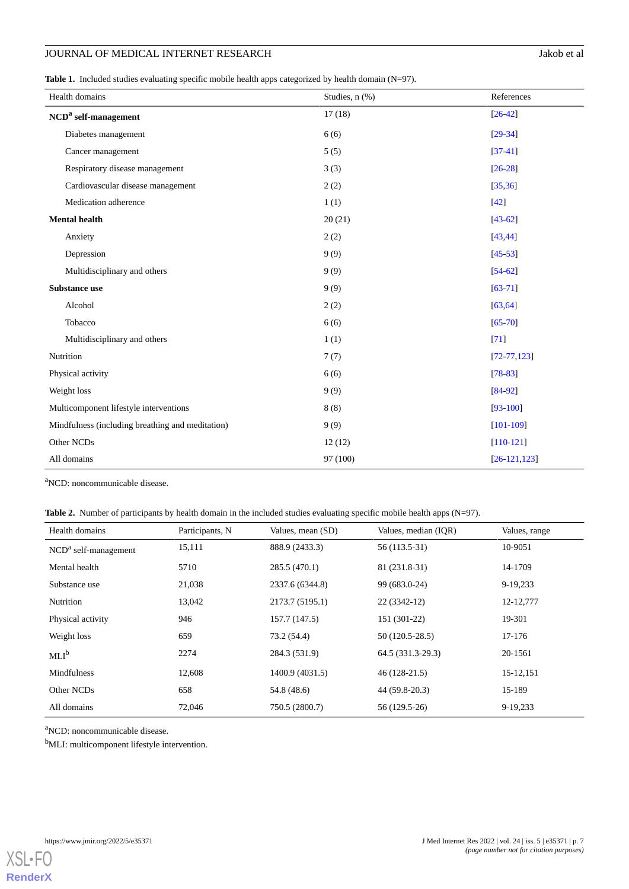**Table 1.** Included studies evaluating specific mobile health apps categorized by health domain (N=97).

| Health domains | Studies, n (%) | References |
|---|---|---|
| **NCD[a] self-management** | 17 (18) | [26-42] |
| Diabetes management | 6 (6) | [29-34] |
| Cancer management | 5 (5) | [37-41] |
| Respiratory disease management | 3 (3) | [26-28] |
| Cardiovascular disease management | 2 (2) | [35,36] |
| Medication adherence | 1 (1) | [42] |
| **Mental health** | 20 (21) | [43-62] |
| Anxiety | 2 (2) | [43,44] |
| Depression | 9 (9) | [45-53] |
| Multidisciplinary and others | 9 (9) | [54-62] |
| **Substance use** | 9 (9) | [63-71] |
| Alcohol | 2 (2) | [63,64] |
| Tobacco | 6 (6) | [65-70] |
| Multidisciplinary and others | 1 (1) | [71] |
| Nutrition | 7 (7) | [72-77,123] |
| Physical activity | 6 (6) | [78-83] |
| Weight loss | 9 (9) | [84-92] |
| Multicomponent lifestyle interventions | 8 (8) | [93-100] |
| Mindfulness (including breathing and meditation) | 9 (9) | [101-109] |
| Other NCDs | 12 (12) | [110-121] |
| All domains | 97 (100) | [26-121,123] |

[a]NCD: noncommunicable disease.

**Table 2.** Number of participants by health domain in the included studies evaluating specific mobile health apps (N=97).

| Health domains | Participants, N | Values, mean (SD) | Values, median (IQR) | Values, range |
|---|---|---|---|---|
| NCD[a] self-management | 15,111 | 888.9 (2433.3) | 56 (113.5-31) | 10-9051 |
| Mental health | 5710 | 285.5 (470.1) | 81 (231.8-31) | 14-1709 |
| Substance use | 21,038 | 2337.6 (6344.8) | 99 (683.0-24) | 9-19,233 |
| Nutrition | 13,042 | 2173.7 (5195.1) | 22 (3342-12) | 12-12,777 |
| Physical activity | 946 | 157.7 (147.5) | 151 (301-22) | 19-301 |
| Weight loss | 659 | 73.2 (54.4) | 50 (120.5-28.5) | 17-176 |
| MLI[b] | 2274 | 284.3 (531.9) | 64.5 (331.3-29.3) | 20-1561 |
| Mindfulness | 12,608 | 1400.9 (4031.5) | 46 (128-21.5) | 15-12,151 |
| Other NCDs | 658 | 54.8 (48.6) | 44 (59.8-20.3) | 15-189 |
| All domains | 72,046 | 750.5 (2800.7) | 56 (129.5-26) | 9-19,233 |

[a]NCD: noncommunicable disease.

[b]MLI: multicomponent lifestyle intervention.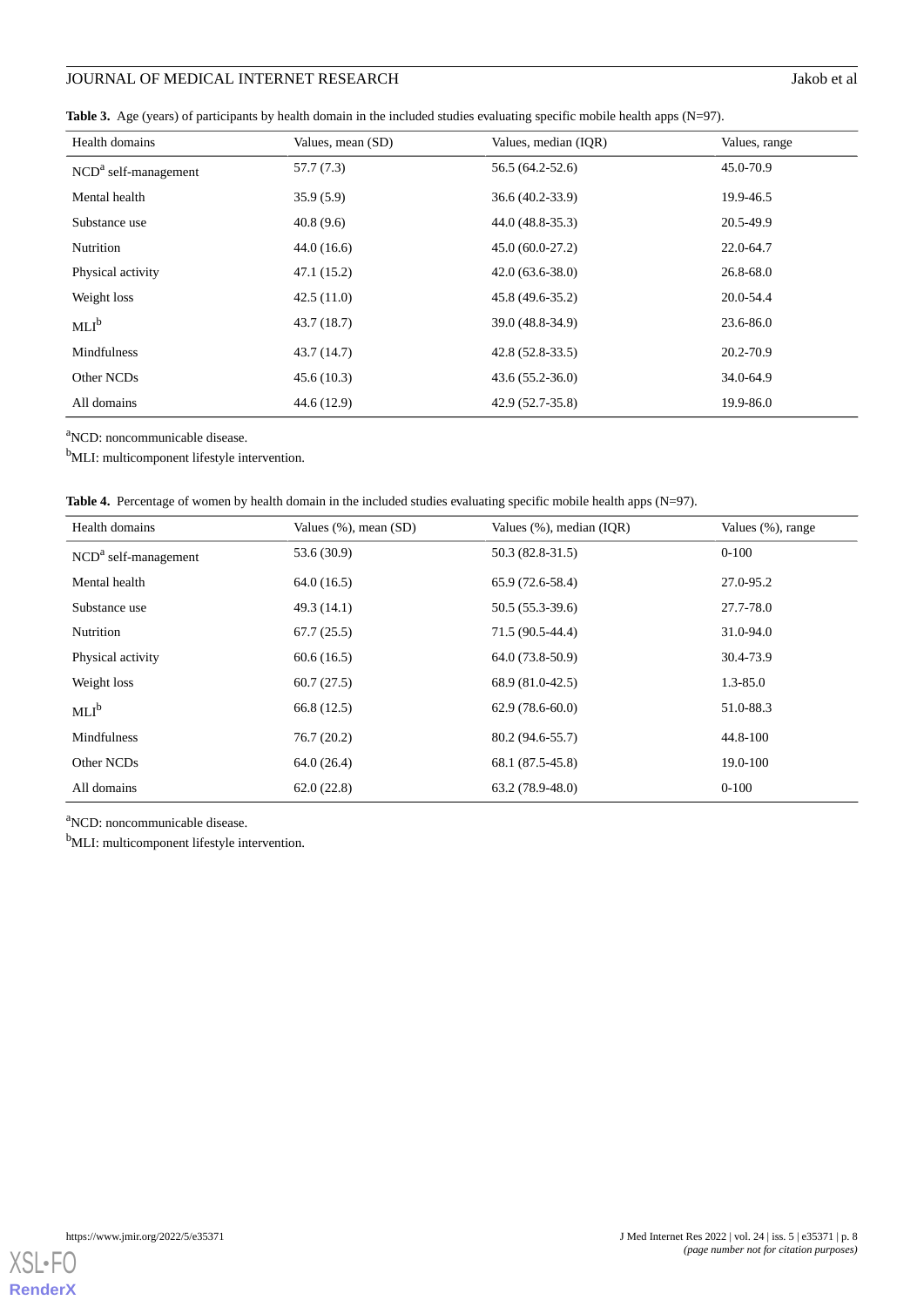**Table 3.** Age (years) of participants by health domain in the included studies evaluating specific mobile health apps (N=97).

| Health domains | Values, mean (SD) | Values, median (IQR) | Values, range |
|---|---|---|---|
| NCD[a] self-management | 57.7 (7.3) | 56.5 (64.2-52.6) | 45.0-70.9 |
| Mental health | 35.9 (5.9) | 36.6 (40.2-33.9) | 19.9-46.5 |
| Substance use | 40.8 (9.6) | 44.0 (48.8-35.3) | 20.5-49.9 |
| Nutrition | 44.0 (16.6) | 45.0 (60.0-27.2) | 22.0-64.7 |
| Physical activity | 47.1 (15.2) | 42.0 (63.6-38.0) | 26.8-68.0 |
| Weight loss | 42.5 (11.0) | 45.8 (49.6-35.2) | 20.0-54.4 |
| MLI[b] | 43.7 (18.7) | 39.0 (48.8-34.9) | 23.6-86.0 |
| Mindfulness | 43.7 (14.7) | 42.8 (52.8-33.5) | 20.2-70.9 |
| Other NCDs | 45.6 (10.3) | 43.6 (55.2-36.0) | 34.0-64.9 |
| All domains | 44.6 (12.9) | 42.9 (52.7-35.8) | 19.9-86.0 |

[a]NCD: noncommunicable disease.

[b]MLI: multicomponent lifestyle intervention.

**Table 4.** Percentage of women by health domain in the included studies evaluating specific mobile health apps (N=97).

| Health domains | Values (%), mean (SD) | Values (%), median (IQR) | Values (%), range |
|---|---|---|---|
| NCD[a] self-management | 53.6 (30.9) | 50.3 (82.8-31.5) | 0-100 |
| Mental health | 64.0 (16.5) | 65.9 (72.6-58.4) | 27.0-95.2 |
| Substance use | 49.3 (14.1) | 50.5 (55.3-39.6) | 27.7-78.0 |
| Nutrition | 67.7 (25.5) | 71.5 (90.5-44.4) | 31.0-94.0 |
| Physical activity | 60.6 (16.5) | 64.0 (73.8-50.9) | 30.4-73.9 |
| Weight loss | 60.7 (27.5) | 68.9 (81.0-42.5) | 1.3-85.0 |
| MLI[b] | 66.8 (12.5) | 62.9 (78.6-60.0) | 51.0-88.3 |
| Mindfulness | 76.7 (20.2) | 80.2 (94.6-55.7) | 44.8-100 |
| Other NCDs | 64.0 (26.4) | 68.1 (87.5-45.8) | 19.0-100 |
| All domains | 62.0 (22.8) | 63.2 (78.9-48.0) | 0-100 |

[a]NCD: noncommunicable disease.

[b]MLI: multicomponent lifestyle intervention.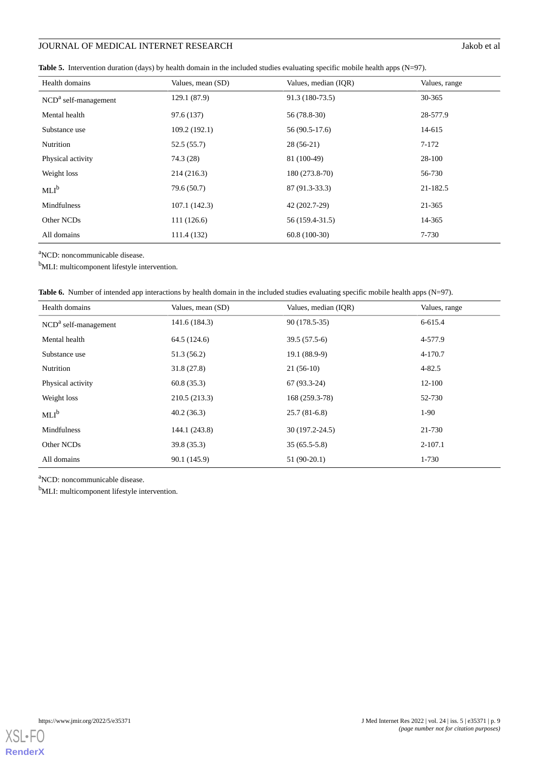**Table 5.** Intervention duration (days) by health domain in the included studies evaluating specific mobile health apps (N=97).

| Health domains | Values, mean (SD) | Values, median (IQR) | Values, range |
|---|---|---|---|
| NCD[a] self-management | 129.1 (87.9) | 91.3 (180-73.5) | 30-365 |
| Mental health | 97.6 (137) | 56 (78.8-30) | 28-577.9 |
| Substance use | 109.2 (192.1) | 56 (90.5-17.6) | 14-615 |
| Nutrition | 52.5 (55.7) | 28 (56-21) | 7-172 |
| Physical activity | 74.3 (28) | 81 (100-49) | 28-100 |
| Weight loss | 214 (216.3) | 180 (273.8-70) | 56-730 |
| MLI[b] | 79.6 (50.7) | 87 (91.3-33.3) | 21-182.5 |
| Mindfulness | 107.1 (142.3) | 42 (202.7-29) | 21-365 |
| Other NCDs | 111 (126.6) | 56 (159.4-31.5) | 14-365 |
| All domains | 111.4 (132) | 60.8 (100-30) | 7-730 |

[a]NCD: noncommunicable disease.

[b]MLI: multicomponent lifestyle intervention.

**Table 6.** Number of intended app interactions by health domain in the included studies evaluating specific mobile health apps (N=97).

| Health domains | Values, mean (SD) | Values, median (IQR) | Values, range |
|---|---|---|---|
| NCD[a] self-management | 141.6 (184.3) | 90 (178.5-35) | 6-615.4 |
| Mental health | 64.5 (124.6) | 39.5 (57.5-6) | 4-577.9 |
| Substance use | 51.3 (56.2) | 19.1 (88.9-9) | 4-170.7 |
| Nutrition | 31.8 (27.8) | 21 (56-10) | 4-82.5 |
| Physical activity | 60.8 (35.3) | 67 (93.3-24) | 12-100 |
| Weight loss | 210.5 (213.3) | 168 (259.3-78) | 52-730 |
| MLI[b] | 40.2 (36.3) | 25.7 (81-6.8) | 1-90 |
| Mindfulness | 144.1 (243.8) | 30 (197.2-24.5) | 21-730 |
| Other NCDs | 39.8 (35.3) | 35 (65.5-5.8) | 2-107.1 |
| All domains | 90.1 (145.9) | 51 (90-20.1) | 1-730 |

[a]NCD: noncommunicable disease.

[b]MLI: multicomponent lifestyle intervention.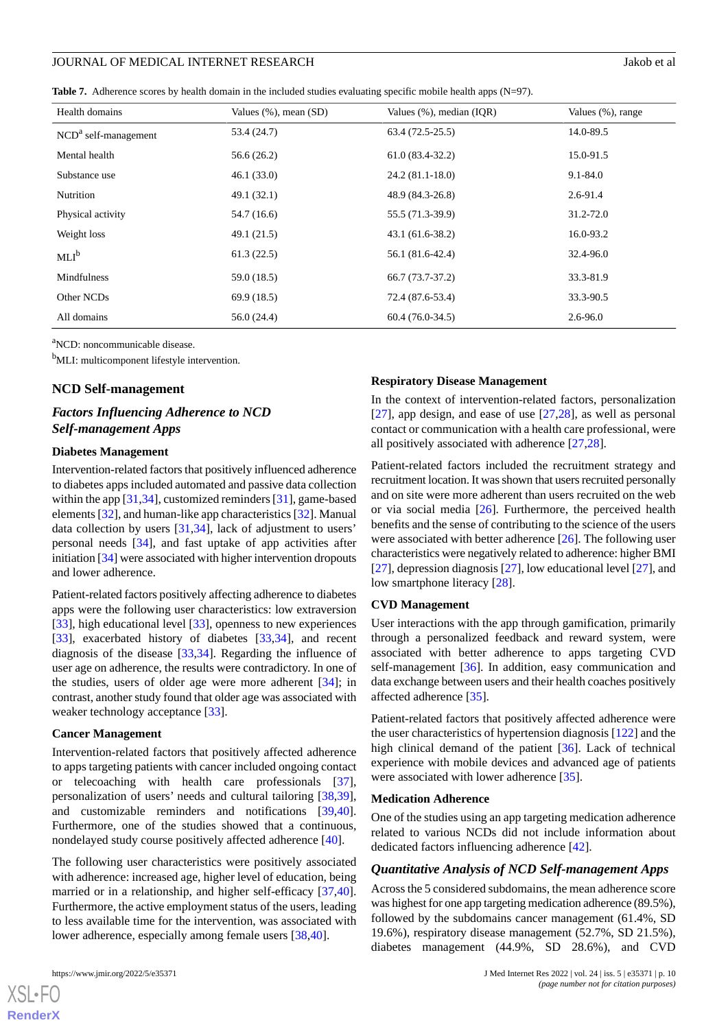**Table 7.** Adherence scores by health domain in the included studies evaluating specific mobile health apps (N=97).

| Health domains | Values (%), mean (SD) | Values (%), median (IQR) | Values (%), range |
|---|---|---|---|
| NCD[a] self-management | 53.4 (24.7) | 63.4 (72.5-25.5) | 14.0-89.5 |
| Mental health | 56.6 (26.2) | 61.0 (83.4-32.2) | 15.0-91.5 |
| Substance use | 46.1 (33.0) | 24.2 (81.1-18.0) | 9.1-84.0 |
| Nutrition | 49.1 (32.1) | 48.9 (84.3-26.8) | 2.6-91.4 |
| Physical activity | 54.7 (16.6) | 55.5 (71.3-39.9) | 31.2-72.0 |
| Weight loss | 49.1 (21.5) | 43.1 (61.6-38.2) | 16.0-93.2 |
| MLI[b] | 61.3 (22.5) | 56.1 (81.6-42.4) | 32.4-96.0 |
| Mindfulness | 59.0 (18.5) | 66.7 (73.7-37.2) | 33.3-81.9 |
| Other NCDs | 69.9 (18.5) | 72.4 (87.6-53.4) | 33.3-90.5 |
| All domains | 56.0 (24.4) | 60.4 (76.0-34.5) | 2.6-96.0 |

[a]NCD: noncommunicable disease.

[b]MLI: multicomponent lifestyle intervention.

## NCD Self-management

### *Factors Influencing Adherence to NCD Self-management Apps*

#### Diabetes Management

Intervention-related factors that positively influenced adherence to diabetes apps included automated and passive data collection within the app [31,34], customized reminders [31], game-based elements [32], and human-like app characteristics [32]. Manual data collection by users [31,34], lack of adjustment to users' personal needs [34], and fast uptake of app activities after initiation [34] were associated with higher intervention dropouts and lower adherence.

Patient-related factors positively affecting adherence to diabetes apps were the following user characteristics: low extraversion [33], high educational level [33], openness to new experiences [33], exacerbated history of diabetes [33,34], and recent diagnosis of the disease [33,34]. Regarding the influence of user age on adherence, the results were contradictory. In one of the studies, users of older age were more adherent [34]; in contrast, another study found that older age was associated with weaker technology acceptance [33].

#### Cancer Management

Intervention-related factors that positively affected adherence to apps targeting patients with cancer included ongoing contact or telecoaching with health care professionals [37], personalization of users' needs and cultural tailoring [38,39], and customizable reminders and notifications [39,40]. Furthermore, one of the studies showed that a continuous, nondelayed study course positively affected adherence [40].

The following user characteristics were positively associated with adherence: increased age, higher level of education, being married or in a relationship, and higher self-efficacy [37,40]. Furthermore, the active employment status of the users, leading to less available time for the intervention, was associated with lower adherence, especially among female users [38,40].

#### Respiratory Disease Management

In the context of intervention-related factors, personalization [27], app design, and ease of use [27,28], as well as personal contact or communication with a health care professional, were all positively associated with adherence [27,28].

Patient-related factors included the recruitment strategy and recruitment location. It was shown that users recruited personally and on site were more adherent than users recruited on the web or via social media [26]. Furthermore, the perceived health benefits and the sense of contributing to the science of the users were associated with better adherence [26]. The following user characteristics were negatively related to adherence: higher BMI [27], depression diagnosis [27], low educational level [27], and low smartphone literacy [28].

#### CVD Management

User interactions with the app through gamification, primarily through a personalized feedback and reward system, were associated with better adherence to apps targeting CVD self-management [36]. In addition, easy communication and data exchange between users and their health coaches positively affected adherence [35].

Patient-related factors that positively affected adherence were the user characteristics of hypertension diagnosis [122] and the high clinical demand of the patient [36]. Lack of technical experience with mobile devices and advanced age of patients were associated with lower adherence [35].

#### Medication Adherence

One of the studies using an app targeting medication adherence related to various NCDs did not include information about dedicated factors influencing adherence [42].

### *Quantitative Analysis of NCD Self-management Apps*

Across the 5 considered subdomains, the mean adherence score was highest for one app targeting medication adherence (89.5%), followed by the subdomains cancer management (61.4%, SD 19.6%), respiratory disease management (52.7%, SD 21.5%), diabetes management (44.9%, SD 28.6%), and CVD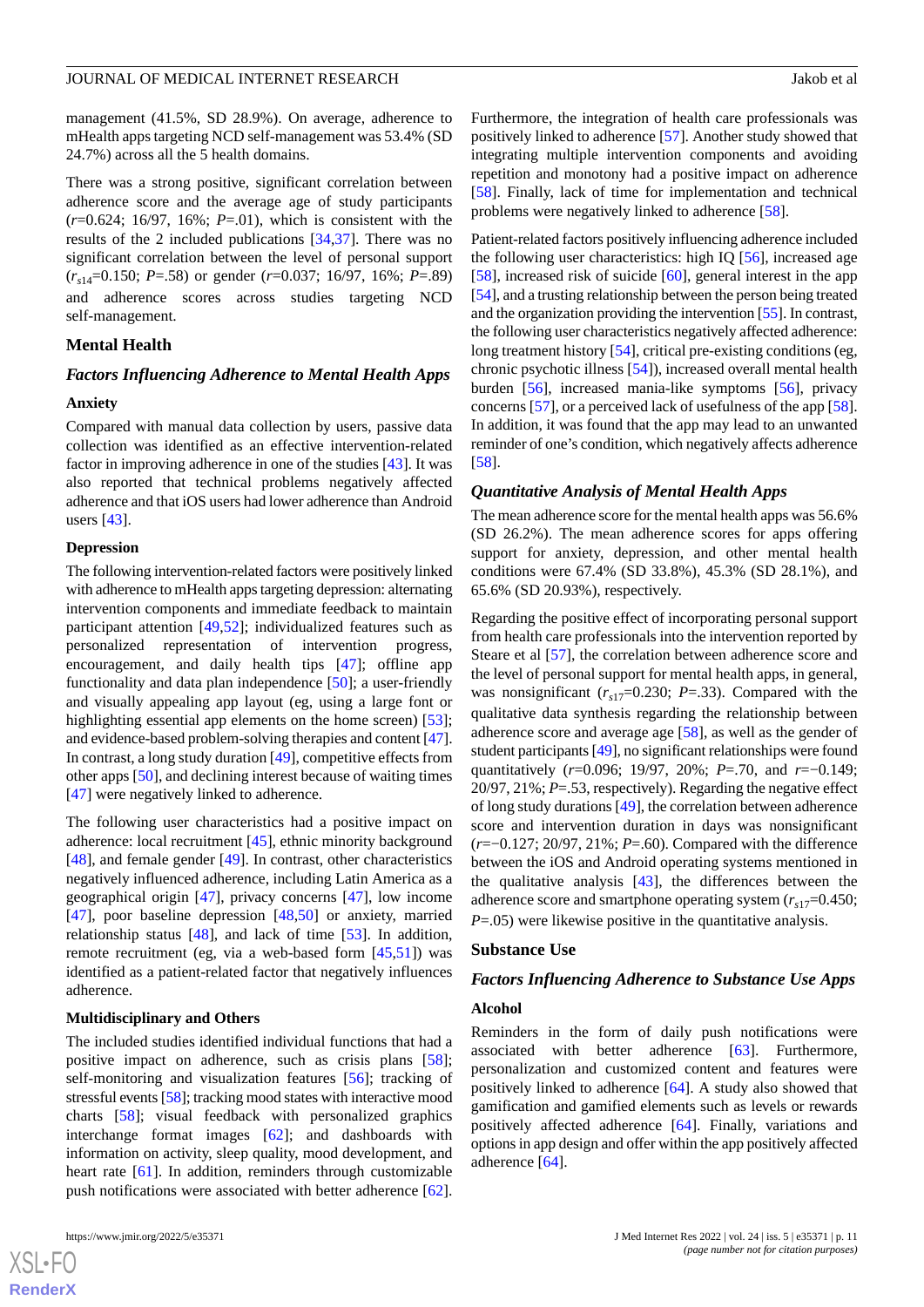management (41.5%, SD 28.9%). On average, adherence to mHealth apps targeting NCD self-management was 53.4% (SD 24.7%) across all the 5 health domains.

There was a strong positive, significant correlation between adherence score and the average age of study participants ($r$=0.624; 16/97, 16%; $P$=.01), which is consistent with the results of the 2 included publications [34,37]. There was no significant correlation between the level of personal support ($r_{s14}$=0.150; $P$=.58) or gender ($r$=0.037; 16/97, 16%; $P$=.89) and adherence scores across studies targeting NCD self-management.

## Mental Health

### *Factors Influencing Adherence to Mental Health Apps*

#### Anxiety

Compared with manual data collection by users, passive data collection was identified as an effective intervention-related factor in improving adherence in one of the studies [43]. It was also reported that technical problems negatively affected adherence and that iOS users had lower adherence than Android users [43].

#### Depression

The following intervention-related factors were positively linked with adherence to mHealth apps targeting depression: alternating intervention components and immediate feedback to maintain participant attention [49,52]; individualized features such as personalized representation of intervention progress, encouragement, and daily health tips [47]; offline app functionality and data plan independence [50]; a user-friendly and visually appealing app layout (eg, using a large font or highlighting essential app elements on the home screen) [53]; and evidence-based problem-solving therapies and content [47]. In contrast, a long study duration [49], competitive effects from other apps [50], and declining interest because of waiting times [47] were negatively linked to adherence.

The following user characteristics had a positive impact on adherence: local recruitment [45], ethnic minority background [48], and female gender [49]. In contrast, other characteristics negatively influenced adherence, including Latin America as a geographical origin [47], privacy concerns [47], low income [47], poor baseline depression [48,50] or anxiety, married relationship status [48], and lack of time [53]. In addition, remote recruitment (eg, via a web-based form [45,51]) was identified as a patient-related factor that negatively influences adherence.

#### Multidisciplinary and Others

The included studies identified individual functions that had a positive impact on adherence, such as crisis plans [58]; self-monitoring and visualization features [56]; tracking of stressful events [58]; tracking mood states with interactive mood charts [58]; visual feedback with personalized graphics interchange format images [62]; and dashboards with information on activity, sleep quality, mood development, and heart rate [61]. In addition, reminders through customizable push notifications were associated with better adherence [62]. Furthermore, the integration of health care professionals was positively linked to adherence [57]. Another study showed that integrating multiple intervention components and avoiding repetition and monotony had a positive impact on adherence [58]. Finally, lack of time for implementation and technical problems were negatively linked to adherence [58].

Patient-related factors positively influencing adherence included the following user characteristics: high IQ [56], increased age [58], increased risk of suicide [60], general interest in the app [54], and a trusting relationship between the person being treated and the organization providing the intervention [55]. In contrast, the following user characteristics negatively affected adherence: long treatment history [54], critical pre-existing conditions (eg, chronic psychotic illness [54]), increased overall mental health burden [56], increased mania-like symptoms [56], privacy concerns [57], or a perceived lack of usefulness of the app [58]. In addition, it was found that the app may lead to an unwanted reminder of one's condition, which negatively affects adherence [58].

### *Quantitative Analysis of Mental Health Apps*

The mean adherence score for the mental health apps was 56.6% (SD 26.2%). The mean adherence scores for apps offering support for anxiety, depression, and other mental health conditions were 67.4% (SD 33.8%), 45.3% (SD 28.1%), and 65.6% (SD 20.93%), respectively.

Regarding the positive effect of incorporating personal support from health care professionals into the intervention reported by Steare et al [57], the correlation between adherence score and the level of personal support for mental health apps, in general, was nonsignificant ($r_{s17}$=0.230; $P$=.33). Compared with the qualitative data synthesis regarding the relationship between adherence score and average age [58], as well as the gender of student participants [49], no significant relationships were found quantitatively ($r$=0.096; 19/97, 20%; $P$=.70, and $r$=−0.149; 20/97, 21%; $P$=.53, respectively). Regarding the negative effect of long study durations [49], the correlation between adherence score and intervention duration in days was nonsignificant ($r$=−0.127; 20/97, 21%; $P$=.60). Compared with the difference between the iOS and Android operating systems mentioned in the qualitative analysis [43], the differences between the adherence score and smartphone operating system ($r_{s17}$=0.450; $P$=.05) were likewise positive in the quantitative analysis.

## Substance Use

### *Factors Influencing Adherence to Substance Use Apps*

#### Alcohol

Reminders in the form of daily push notifications were associated with better adherence [63]. Furthermore, personalization and customized content and features were positively linked to adherence [64]. A study also showed that gamification and gamified elements such as levels or rewards positively affected adherence [64]. Finally, variations and options in app design and offer within the app positively affected adherence [64].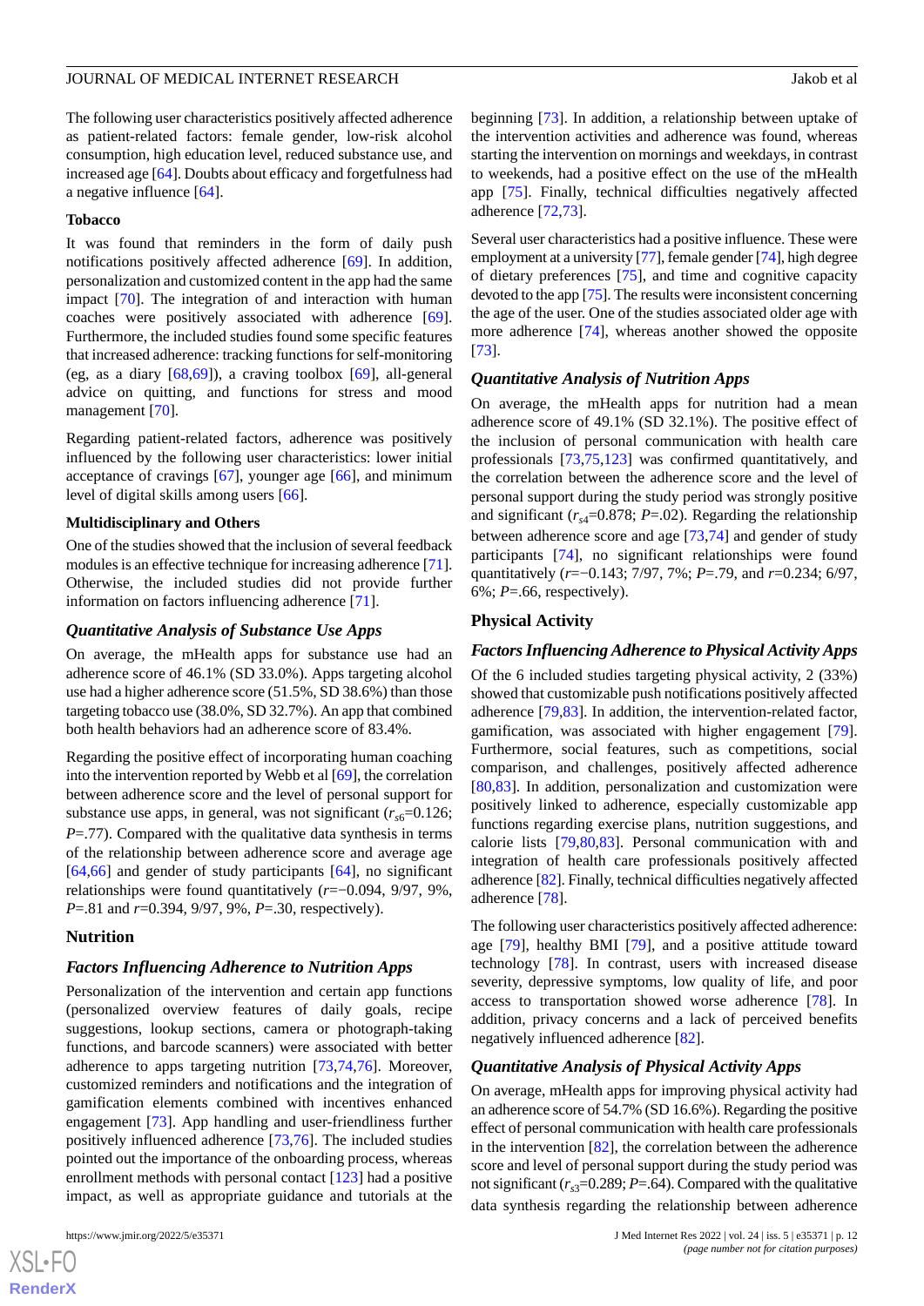The following user characteristics positively affected adherence as patient-related factors: female gender, low-risk alcohol consumption, high education level, reduced substance use, and increased age [64]. Doubts about efficacy and forgetfulness had a negative influence [64].

### Tobacco

It was found that reminders in the form of daily push notifications positively affected adherence [69]. In addition, personalization and customized content in the app had the same impact [70]. The integration of and interaction with human coaches were positively associated with adherence [69]. Furthermore, the included studies found some specific features that increased adherence: tracking functions for self-monitoring (eg, as a diary [68,69]), a craving toolbox [69], all-general advice on quitting, and functions for stress and mood management [70].

Regarding patient-related factors, adherence was positively influenced by the following user characteristics: lower initial acceptance of cravings [67], younger age [66], and minimum level of digital skills among users [66].

### Multidisciplinary and Others

One of the studies showed that the inclusion of several feedback modules is an effective technique for increasing adherence [71]. Otherwise, the included studies did not provide further information on factors influencing adherence [71].

### *Quantitative Analysis of Substance Use Apps*

On average, the mHealth apps for substance use had an adherence score of 46.1% (SD 33.0%). Apps targeting alcohol use had a higher adherence score (51.5%, SD 38.6%) than those targeting tobacco use (38.0%, SD 32.7%). An app that combined both health behaviors had an adherence score of 83.4%.

Regarding the positive effect of incorporating human coaching into the intervention reported by Webb et al [69], the correlation between adherence score and the level of personal support for substance use apps, in general, was not significant ($r_{s6}$=0.126; $P$=.77). Compared with the qualitative data synthesis in terms of the relationship between adherence score and average age [64,66] and gender of study participants [64], no significant relationships were found quantitatively ($r$=−0.094, 9/97, 9%, $P$=.81 and $r$=0.394, 9/97, 9%, $P$=.30, respectively).

## Nutrition

### *Factors Influencing Adherence to Nutrition Apps*

Personalization of the intervention and certain app functions (personalized overview features of daily goals, recipe suggestions, lookup sections, camera or photograph-taking functions, and barcode scanners) were associated with better adherence to apps targeting nutrition [73,74,76]. Moreover, customized reminders and notifications and the integration of gamification elements combined with incentives enhanced engagement [73]. App handling and user-friendliness further positively influenced adherence [73,76]. The included studies pointed out the importance of the onboarding process, whereas enrollment methods with personal contact [123] had a positive impact, as well as appropriate guidance and tutorials at the beginning [73]. In addition, a relationship between uptake of the intervention activities and adherence was found, whereas starting the intervention on mornings and weekdays, in contrast to weekends, had a positive effect on the use of the mHealth app [75]. Finally, technical difficulties negatively affected adherence [72,73].

Several user characteristics had a positive influence. These were employment at a university [77], female gender [74], high degree of dietary preferences [75], and time and cognitive capacity devoted to the app [75]. The results were inconsistent concerning the age of the user. One of the studies associated older age with more adherence [74], whereas another showed the opposite [73].

### *Quantitative Analysis of Nutrition Apps*

On average, the mHealth apps for nutrition had a mean adherence score of 49.1% (SD 32.1%). The positive effect of the inclusion of personal communication with health care professionals [73,75,123] was confirmed quantitatively, and the correlation between the adherence score and the level of personal support during the study period was strongly positive and significant ($r_{s4}$=0.878; $P$=.02). Regarding the relationship between adherence score and age [73,74] and gender of study participants [74], no significant relationships were found quantitatively ($r$=−0.143; 7/97, 7%; $P$=.79, and $r$=0.234; 6/97, 6%; $P$=.66, respectively).

## Physical Activity

### *Factors Influencing Adherence to Physical Activity Apps*

Of the 6 included studies targeting physical activity, 2 (33%) showed that customizable push notifications positively affected adherence [79,83]. In addition, the intervention-related factor, gamification, was associated with higher engagement [79]. Furthermore, social features, such as competitions, social comparison, and challenges, positively affected adherence [80,83]. In addition, personalization and customization were positively linked to adherence, especially customizable app functions regarding exercise plans, nutrition suggestions, and calorie lists [79,80,83]. Personal communication with and integration of health care professionals positively affected adherence [82]. Finally, technical difficulties negatively affected adherence [78].

The following user characteristics positively affected adherence: age [79], healthy BMI [79], and a positive attitude toward technology [78]. In contrast, users with increased disease severity, depressive symptoms, low quality of life, and poor access to transportation showed worse adherence [78]. In addition, privacy concerns and a lack of perceived benefits negatively influenced adherence [82].

### *Quantitative Analysis of Physical Activity Apps*

On average, mHealth apps for improving physical activity had an adherence score of 54.7% (SD 16.6%). Regarding the positive effect of personal communication with health care professionals in the intervention [82], the correlation between the adherence score and level of personal support during the study period was not significant ($r_{s3}$=0.289; $P$=.64). Compared with the qualitative data synthesis regarding the relationship between adherence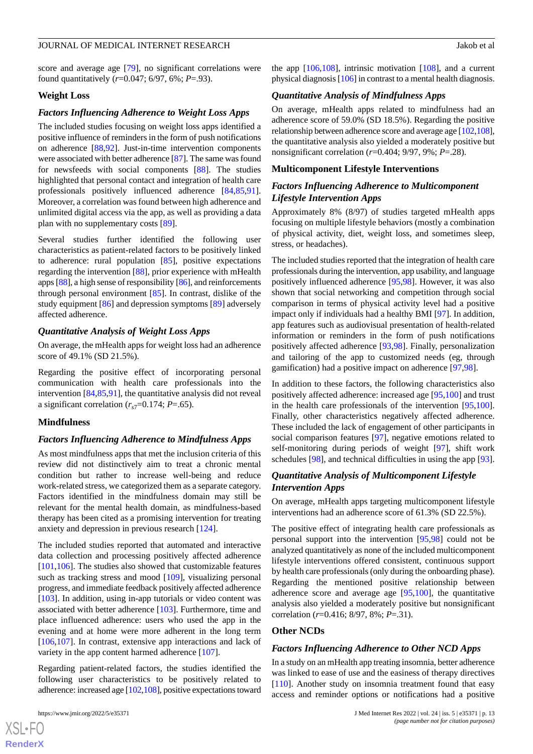score and average age [79], no significant correlations were found quantitatively ($r$=0.047; 6/97, 6%; $P$=.93).

## Weight Loss

### Factors Influencing Adherence to Weight Loss Apps

The included studies focusing on weight loss apps identified a positive influence of reminders in the form of push notifications on adherence [88,92]. Just-in-time intervention components were associated with better adherence [87]. The same was found for newsfeeds with social components [88]. The studies highlighted that personal contact and integration of health care professionals positively influenced adherence [84,85,91]. Moreover, a correlation was found between high adherence and unlimited digital access via the app, as well as providing a data plan with no supplementary costs [89].

Several studies further identified the following user characteristics as patient-related factors to be positively linked to adherence: rural population [85], positive expectations regarding the intervention [88], prior experience with mHealth apps [88], a high sense of responsibility [86], and reinforcements through personal environment [85]. In contrast, dislike of the study equipment [86] and depression symptoms [89] adversely affected adherence.

### Quantitative Analysis of Weight Loss Apps

On average, the mHealth apps for weight loss had an adherence score of 49.1% (SD 21.5%).

Regarding the positive effect of incorporating personal communication with health care professionals into the intervention [84,85,91], the quantitative analysis did not reveal a significant correlation ($r_{s7}$=0.174; $P$=.65).

## Mindfulness

### Factors Influencing Adherence to Mindfulness Apps

As most mindfulness apps that met the inclusion criteria of this review did not distinctively aim to treat a chronic mental condition but rather to increase well-being and reduce work-related stress, we categorized them as a separate category. Factors identified in the mindfulness domain may still be relevant for the mental health domain, as mindfulness-based therapy has been cited as a promising intervention for treating anxiety and depression in previous research [124].

The included studies reported that automated and interactive data collection and processing positively affected adherence [101,106]. The studies also showed that customizable features such as tracking stress and mood [109], visualizing personal progress, and immediate feedback positively affected adherence [103]. In addition, using in-app tutorials or video content was associated with better adherence [103]. Furthermore, time and place influenced adherence: users who used the app in the evening and at home were more adherent in the long term [106,107]. In contrast, extensive app interactions and lack of variety in the app content harmed adherence [107].

Regarding patient-related factors, the studies identified the following user characteristics to be positively related to adherence: increased age [102,108], positive expectations toward the app [106,108], intrinsic motivation [108], and a current physical diagnosis [106] in contrast to a mental health diagnosis.

### Quantitative Analysis of Mindfulness Apps

On average, mHealth apps related to mindfulness had an adherence score of 59.0% (SD 18.5%). Regarding the positive relationship between adherence score and average age [102,108], the quantitative analysis also yielded a moderately positive but nonsignificant correlation ($r$=0.404; 9/97, 9%; $P$=.28).

## Multicomponent Lifestyle Interventions

### Factors Influencing Adherence to Multicomponent Lifestyle Intervention Apps

Approximately 8% (8/97) of studies targeted mHealth apps focusing on multiple lifestyle behaviors (mostly a combination of physical activity, diet, weight loss, and sometimes sleep, stress, or headaches).

The included studies reported that the integration of health care professionals during the intervention, app usability, and language positively influenced adherence [95,98]. However, it was also shown that social networking and competition through social comparison in terms of physical activity level had a positive impact only if individuals had a healthy BMI [97]. In addition, app features such as audiovisual presentation of health-related information or reminders in the form of push notifications positively affected adherence [93,98]. Finally, personalization and tailoring of the app to customized needs (eg, through gamification) had a positive impact on adherence [97,98].

In addition to these factors, the following characteristics also positively affected adherence: increased age [95,100] and trust in the health care professionals of the intervention [95,100]. Finally, other characteristics negatively affected adherence. These included the lack of engagement of other participants in social comparison features [97], negative emotions related to self-monitoring during periods of weight [97], shift work schedules [98], and technical difficulties in using the app [93].

### Quantitative Analysis of Multicomponent Lifestyle Intervention Apps

On average, mHealth apps targeting multicomponent lifestyle interventions had an adherence score of 61.3% (SD 22.5%).

The positive effect of integrating health care professionals as personal support into the intervention [95,98] could not be analyzed quantitatively as none of the included multicomponent lifestyle interventions offered consistent, continuous support by health care professionals (only during the onboarding phase). Regarding the mentioned positive relationship between adherence score and average age [95,100], the quantitative analysis also yielded a moderately positive but nonsignificant correlation ($r$=0.416; 8/97, 8%; $P$=.31).

## Other NCDs

### Factors Influencing Adherence to Other NCD Apps

In a study on an mHealth app treating insomnia, better adherence was linked to ease of use and the easiness of therapy directives [110]. Another study on insomnia treatment found that easy access and reminder options or notifications had a positive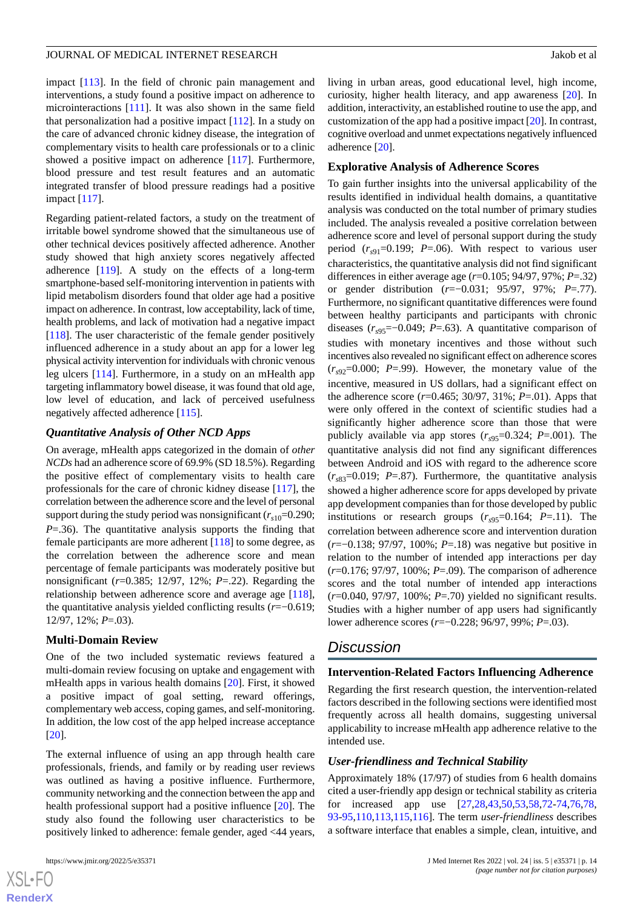impact [113]. In the field of chronic pain management and interventions, a study found a positive impact on adherence to microinteractions [111]. It was also shown in the same field that personalization had a positive impact [112]. In a study on the care of advanced chronic kidney disease, the integration of complementary visits to health care professionals or to a clinic showed a positive impact on adherence [117]. Furthermore, blood pressure and test result features and an automatic integrated transfer of blood pressure readings had a positive impact [117].

Regarding patient-related factors, a study on the treatment of irritable bowel syndrome showed that the simultaneous use of other technical devices positively affected adherence. Another study showed that high anxiety scores negatively affected adherence [119]. A study on the effects of a long-term smartphone-based self-monitoring intervention in patients with lipid metabolism disorders found that older age had a positive impact on adherence. In contrast, low acceptability, lack of time, health problems, and lack of motivation had a negative impact [118]. The user characteristic of the female gender positively influenced adherence in a study about an app for a lower leg physical activity intervention for individuals with chronic venous leg ulcers [114]. Furthermore, in a study on an mHealth app targeting inflammatory bowel disease, it was found that old age, low level of education, and lack of perceived usefulness negatively affected adherence [115].

### *Quantitative Analysis of Other NCD Apps*

On average, mHealth apps categorized in the domain of *other NCDs* had an adherence score of 69.9% (SD 18.5%). Regarding the positive effect of complementary visits to health care professionals for the care of chronic kidney disease [117], the correlation between the adherence score and the level of personal support during the study period was nonsignificant ($r_{s10}$=0.290; *P*=.36). The quantitative analysis supports the finding that female participants are more adherent [118] to some degree, as the correlation between the adherence score and mean percentage of female participants was moderately positive but nonsignificant (*r*=0.385; 12/97, 12%; *P*=.22). Regarding the relationship between adherence score and average age [118], the quantitative analysis yielded conflicting results (*r*=−0.619; 12/97, 12%; *P*=.03).

### Multi-Domain Review

One of the two included systematic reviews featured a multi-domain review focusing on uptake and engagement with mHealth apps in various health domains [20]. First, it showed a positive impact of goal setting, reward offerings, complementary web access, coping games, and self-monitoring. In addition, the low cost of the app helped increase acceptance [20].

The external influence of using an app through health care professionals, friends, and family or by reading user reviews was outlined as having a positive influence. Furthermore, community networking and the connection between the app and health professional support had a positive influence [20]. The study also found the following user characteristics to be positively linked to adherence: female gender, aged <44 years, living in urban areas, good educational level, high income, curiosity, higher health literacy, and app awareness [20]. In addition, interactivity, an established routine to use the app, and customization of the app had a positive impact [20]. In contrast, cognitive overload and unmet expectations negatively influenced adherence [20].

### Explorative Analysis of Adherence Scores

To gain further insights into the universal applicability of the results identified in individual health domains, a quantitative analysis was conducted on the total number of primary studies included. The analysis revealed a positive correlation between adherence score and level of personal support during the study period ($r_{s91}$=0.199; *P*=.06). With respect to various user characteristics, the quantitative analysis did not find significant differences in either average age (*r*=0.105; 94/97, 97%; *P*=.32) or gender distribution (*r*=−0.031; 95/97, 97%; *P*=.77). Furthermore, no significant quantitative differences were found between healthy participants and participants with chronic diseases ($r_{s95}$=−0.049; *P*=.63). A quantitative comparison of studies with monetary incentives and those without such incentives also revealed no significant effect on adherence scores ($r_{s92}$=0.000; *P*=.99). However, the monetary value of the incentive, measured in US dollars, had a significant effect on the adherence score (*r*=0.465; 30/97, 31%; *P*=.01). Apps that were only offered in the context of scientific studies had a significantly higher adherence score than those that were publicly available via app stores ($r_{s95}$=0.324; *P*=.001). The quantitative analysis did not find any significant differences between Android and iOS with regard to the adherence score ($r_{s83}$=0.019; *P*=.87). Furthermore, the quantitative analysis showed a higher adherence score for apps developed by private app development companies than for those developed by public institutions or research groups ($r_{s95}$=0.164; *P*=.11). The correlation between adherence score and intervention duration (*r*=−0.138; 97/97, 100%; *P*=.18) was negative but positive in relation to the number of intended app interactions per day (*r*=0.176; 97/97, 100%; *P*=.09). The comparison of adherence scores and the total number of intended app interactions (*r*=0.040, 97/97, 100%; *P*=.70) yielded no significant results. Studies with a higher number of app users had significantly lower adherence scores (*r*=−0.228; 96/97, 99%; *P*=.03).

## Discussion

### Intervention-Related Factors Influencing Adherence

Regarding the first research question, the intervention-related factors described in the following sections were identified most frequently across all health domains, suggesting universal applicability to increase mHealth app adherence relative to the intended use.

### *User-friendliness and Technical Stability*

Approximately 18% (17/97) of studies from 6 health domains cited a user-friendly app design or technical stability as criteria for increased app use [27,28,43,50,53,58,72-74,76,78,93-95,110,113,115,116]. The term *user-friendliness* describes a software interface that enables a simple, clean, intuitive, and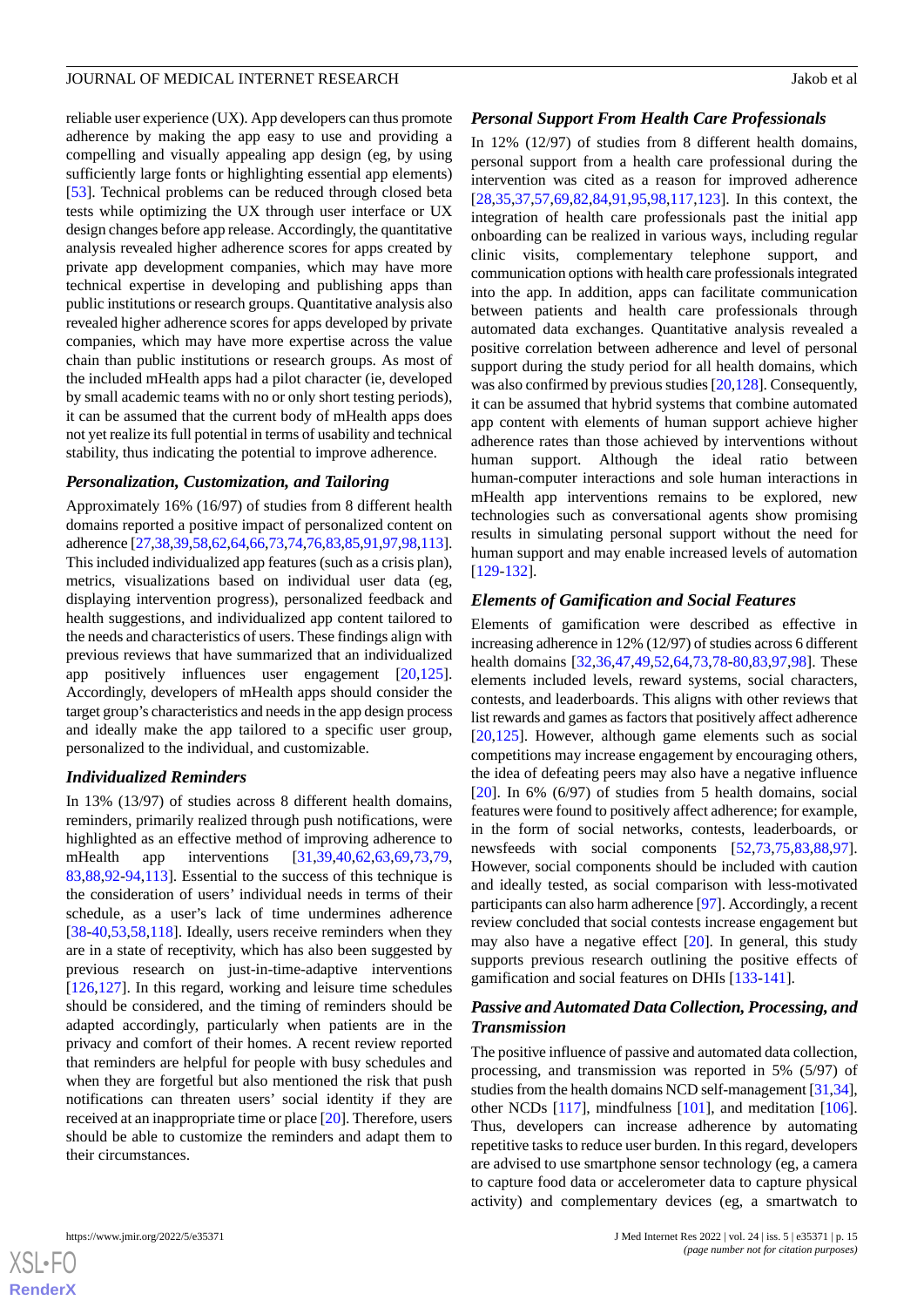reliable user experience (UX). App developers can thus promote adherence by making the app easy to use and providing a compelling and visually appealing app design (eg, by using sufficiently large fonts or highlighting essential app elements) [53]. Technical problems can be reduced through closed beta tests while optimizing the UX through user interface or UX design changes before app release. Accordingly, the quantitative analysis revealed higher adherence scores for apps created by private app development companies, which may have more technical expertise in developing and publishing apps than public institutions or research groups. Quantitative analysis also revealed higher adherence scores for apps developed by private companies, which may have more expertise across the value chain than public institutions or research groups. As most of the included mHealth apps had a pilot character (ie, developed by small academic teams with no or only short testing periods), it can be assumed that the current body of mHealth apps does not yet realize its full potential in terms of usability and technical stability, thus indicating the potential to improve adherence.

### Personalization, Customization, and Tailoring

Approximately 16% (16/97) of studies from 8 different health domains reported a positive impact of personalized content on adherence [27,38,39,58,62,64,66,73,74,76,83,85,91,97,98,113]. This included individualized app features (such as a crisis plan), metrics, visualizations based on individual user data (eg, displaying intervention progress), personalized feedback and health suggestions, and individualized app content tailored to the needs and characteristics of users. These findings align with previous reviews that have summarized that an individualized app positively influences user engagement [20,125]. Accordingly, developers of mHealth apps should consider the target group's characteristics and needs in the app design process and ideally make the app tailored to a specific user group, personalized to the individual, and customizable.

### Individualized Reminders

In 13% (13/97) of studies across 8 different health domains, reminders, primarily realized through push notifications, were highlighted as an effective method of improving adherence to mHealth app interventions [31,39,40,62,63,69,73,79,83,88,92-94,113]. Essential to the success of this technique is the consideration of users' individual needs in terms of their schedule, as a user's lack of time undermines adherence [38-40,53,58,118]. Ideally, users receive reminders when they are in a state of receptivity, which has also been suggested by previous research on just-in-time-adaptive interventions [126,127]. In this regard, working and leisure time schedules should be considered, and the timing of reminders should be adapted accordingly, particularly when patients are in the privacy and comfort of their homes. A recent review reported that reminders are helpful for people with busy schedules and when they are forgetful but also mentioned the risk that push notifications can threaten users' social identity if they are received at an inappropriate time or place [20]. Therefore, users should be able to customize the reminders and adapt them to their circumstances.

### Personal Support From Health Care Professionals

In 12% (12/97) of studies from 8 different health domains, personal support from a health care professional during the intervention was cited as a reason for improved adherence [28,35,37,57,69,82,84,91,95,98,117,123]. In this context, the integration of health care professionals past the initial app onboarding can be realized in various ways, including regular clinic visits, complementary telephone support, and communication options with health care professionals integrated into the app. In addition, apps can facilitate communication between patients and health care professionals through automated data exchanges. Quantitative analysis revealed a positive correlation between adherence and level of personal support during the study period for all health domains, which was also confirmed by previous studies [20,128]. Consequently, it can be assumed that hybrid systems that combine automated app content with elements of human support achieve higher adherence rates than those achieved by interventions without human support. Although the ideal ratio between human-computer interactions and sole human interactions in mHealth app interventions remains to be explored, new technologies such as conversational agents show promising results in simulating personal support without the need for human support and may enable increased levels of automation [129-132].

### Elements of Gamification and Social Features

Elements of gamification were described as effective in increasing adherence in 12% (12/97) of studies across 6 different health domains [32,36,47,49,52,64,73,78-80,83,97,98]. These elements included levels, reward systems, social characters, contests, and leaderboards. This aligns with other reviews that list rewards and games as factors that positively affect adherence [20,125]. However, although game elements such as social competitions may increase engagement by encouraging others, the idea of defeating peers may also have a negative influence [20]. In 6% (6/97) of studies from 5 health domains, social features were found to positively affect adherence; for example, in the form of social networks, contests, leaderboards, or newsfeeds with social components [52,73,75,83,88,97]. However, social components should be included with caution and ideally tested, as social comparison with less-motivated participants can also harm adherence [97]. Accordingly, a recent review concluded that social contests increase engagement but may also have a negative effect [20]. In general, this study supports previous research outlining the positive effects of gamification and social features on DHIs [133-141].

### Passive and Automated Data Collection, Processing, and Transmission

The positive influence of passive and automated data collection, processing, and transmission was reported in 5% (5/97) of studies from the health domains NCD self-management [31,34], other NCDs [117], mindfulness [101], and meditation [106]. Thus, developers can increase adherence by automating repetitive tasks to reduce user burden. In this regard, developers are advised to use smartphone sensor technology (eg, a camera to capture food data or accelerometer data to capture physical activity) and complementary devices (eg, a smartwatch to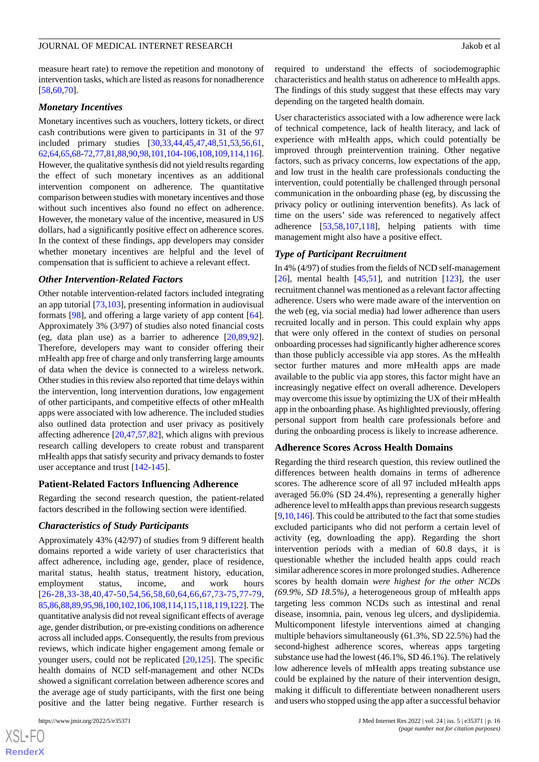measure heart rate) to remove the repetition and monotony of intervention tasks, which are listed as reasons for nonadherence [58,60,70].

### Monetary Incentives

Monetary incentives such as vouchers, lottery tickets, or direct cash contributions were given to participants in 31 of the 97 included primary studies [30,33,44,45,47,48,51,53,56,61,62,64,65,68-72,77,81,88,90,98,101,104-106,108,109,114,116]. However, the qualitative synthesis did not yield results regarding the effect of such monetary incentives as an additional intervention component on adherence. The quantitative comparison between studies with monetary incentives and those without such incentives also found no effect on adherence. However, the monetary value of the incentive, measured in US dollars, had a significantly positive effect on adherence scores. In the context of these findings, app developers may consider whether monetary incentives are helpful and the level of compensation that is sufficient to achieve a relevant effect.

### Other Intervention-Related Factors

Other notable intervention-related factors included integrating an app tutorial [73,103], presenting information in audiovisual formats [98], and offering a large variety of app content [64]. Approximately 3% (3/97) of studies also noted financial costs (eg, data plan use) as a barrier to adherence [20,89,92]. Therefore, developers may want to consider offering their mHealth app free of charge and only transferring large amounts of data when the device is connected to a wireless network. Other studies in this review also reported that time delays within the intervention, long intervention durations, low engagement of other participants, and competitive effects of other mHealth apps were associated with low adherence. The included studies also outlined data protection and user privacy as positively affecting adherence [20,47,57,82], which aligns with previous research calling developers to create robust and transparent mHealth apps that satisfy security and privacy demands to foster user acceptance and trust [142-145].

## Patient-Related Factors Influencing Adherence

Regarding the second research question, the patient-related factors described in the following section were identified.

### Characteristics of Study Participants

Approximately 43% (42/97) of studies from 9 different health domains reported a wide variety of user characteristics that affect adherence, including age, gender, place of residence, marital status, health status, treatment history, education, employment status, income, and work hours [26-28,33-38,40,47-50,54,56,58,60,64,66,67,73-75,77-79,85,86,88,89,95,98,100,102,106,108,114,115,118,119,122]. The quantitative analysis did not reveal significant effects of average age, gender distribution, or pre-existing conditions on adherence across all included apps. Consequently, the results from previous reviews, which indicate higher engagement among female or younger users, could not be replicated [20,125]. The specific health domains of NCD self-management and other NCDs showed a significant correlation between adherence scores and the average age of study participants, with the first one being positive and the latter being negative. Further research is required to understand the effects of sociodemographic characteristics and health status on adherence to mHealth apps. The findings of this study suggest that these effects may vary depending on the targeted health domain.

User characteristics associated with a low adherence were lack of technical competence, lack of health literacy, and lack of experience with mHealth apps, which could potentially be improved through preintervention training. Other negative factors, such as privacy concerns, low expectations of the app, and low trust in the health care professionals conducting the intervention, could potentially be challenged through personal communication in the onboarding phase (eg, by discussing the privacy policy or outlining intervention benefits). As lack of time on the users' side was referenced to negatively affect adherence [53,58,107,118], helping patients with time management might also have a positive effect.

### Type of Participant Recruitment

In 4% (4/97) of studies from the fields of NCD self-management [26], mental health [45,51], and nutrition [123], the user recruitment channel was mentioned as a relevant factor affecting adherence. Users who were made aware of the intervention on the web (eg, via social media) had lower adherence than users recruited locally and in person. This could explain why apps that were only offered in the context of studies on personal onboarding processes had significantly higher adherence scores than those publicly accessible via app stores. As the mHealth sector further matures and more mHealth apps are made available to the public via app stores, this factor might have an increasingly negative effect on overall adherence. Developers may overcome this issue by optimizing the UX of their mHealth app in the onboarding phase. As highlighted previously, offering personal support from health care professionals before and during the onboarding process is likely to increase adherence.

## Adherence Scores Across Health Domains

Regarding the third research question, this review outlined the differences between health domains in terms of adherence scores. The adherence score of all 97 included mHealth apps averaged 56.0% (SD 24.4%), representing a generally higher adherence level to mHealth apps than previous research suggests [9,10,146]. This could be attributed to the fact that some studies excluded participants who did not perform a certain level of activity (eg, downloading the app). Regarding the short intervention periods with a median of 60.8 days, it is questionable whether the included health apps could reach similar adherence scores in more prolonged studies. Adherence scores by health domain *were highest for the other NCDs (69.9%, SD 18.5%)*, a heterogeneous group of mHealth apps targeting less common NCDs such as intestinal and renal disease, insomnia, pain, venous leg ulcers, and dyslipidemia. Multicomponent lifestyle interventions aimed at changing multiple behaviors simultaneously (61.3%, SD 22.5%) had the second-highest adherence scores, whereas apps targeting substance use had the lowest (46.1%, SD 46.1%). The relatively low adherence levels of mHealth apps treating substance use could be explained by the nature of their intervention design, making it difficult to differentiate between nonadherent users and users who stopped using the app after a successful behavior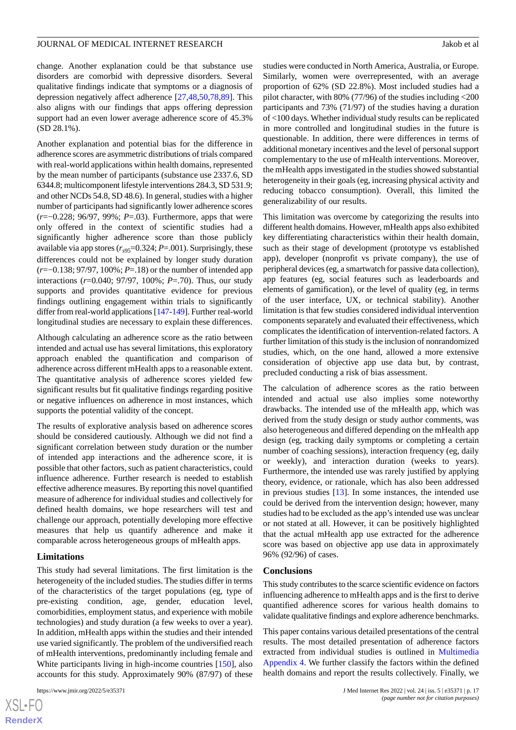change. Another explanation could be that substance use disorders are comorbid with depressive disorders. Several qualitative findings indicate that symptoms or a diagnosis of depression negatively affect adherence [27,48,50,78,89]. This also aligns with our findings that apps offering depression support had an even lower average adherence score of 45.3% (SD 28.1%).

Another explanation and potential bias for the difference in adherence scores are asymmetric distributions of trials compared with real-world applications within health domains, represented by the mean number of participants (substance use 2337.6, SD 6344.8; multicomponent lifestyle interventions 284.3, SD 531.9; and other NCDs 54.8, SD 48.6). In general, studies with a higher number of participants had significantly lower adherence scores ($r$=−0.228; 96/97, 99%; $P$=.03). Furthermore, apps that were only offered in the context of scientific studies had a significantly higher adherence score than those publicly available via app stores ($r_{s95}$=0.324; $P$=.001). Surprisingly, these differences could not be explained by longer study duration ($r$=−0.138; 97/97, 100%; $P$=.18) or the number of intended app interactions ($r$=0.040; 97/97, 100%; $P$=.70). Thus, our study supports and provides quantitative evidence for previous findings outlining engagement within trials to significantly differ from real-world applications [147-149]. Further real-world longitudinal studies are necessary to explain these differences.

Although calculating an adherence score as the ratio between intended and actual use has several limitations, this exploratory approach enabled the quantification and comparison of adherence across different mHealth apps to a reasonable extent. The quantitative analysis of adherence scores yielded few significant results but fit qualitative findings regarding positive or negative influences on adherence in most instances, which supports the potential validity of the concept.

The results of explorative analysis based on adherence scores should be considered cautiously. Although we did not find a significant correlation between study duration or the number of intended app interactions and the adherence score, it is possible that other factors, such as patient characteristics, could influence adherence. Further research is needed to establish effective adherence measures. By reporting this novel quantified measure of adherence for individual studies and collectively for defined health domains, we hope researchers will test and challenge our approach, potentially developing more effective measures that help us quantify adherence and make it comparable across heterogeneous groups of mHealth apps.

### Limitations

This study had several limitations. The first limitation is the heterogeneity of the included studies. The studies differ in terms of the characteristics of the target populations (eg, type of pre-existing condition, age, gender, education level, comorbidities, employment status, and experience with mobile technologies) and study duration (a few weeks to over a year). In addition, mHealth apps within the studies and their intended use varied significantly. The problem of the undiversified reach of mHealth interventions, predominantly including female and White participants living in high-income countries [150], also accounts for this study. Approximately 90% (87/97) of these studies were conducted in North America, Australia, or Europe. Similarly, women were overrepresented, with an average proportion of 62% (SD 22.8%). Most included studies had a pilot character, with 80% (77/96) of the studies including <200 participants and 73% (71/97) of the studies having a duration of <100 days. Whether individual study results can be replicated in more controlled and longitudinal studies in the future is questionable. In addition, there were differences in terms of additional monetary incentives and the level of personal support complementary to the use of mHealth interventions. Moreover, the mHealth apps investigated in the studies showed substantial heterogeneity in their goals (eg, increasing physical activity and reducing tobacco consumption). Overall, this limited the generalizability of our results.

This limitation was overcome by categorizing the results into different health domains. However, mHealth apps also exhibited key differentiating characteristics within their health domain, such as their stage of development (prototype vs established app), developer (nonprofit vs private company), the use of peripheral devices (eg, a smartwatch for passive data collection), app features (eg, social features such as leaderboards and elements of gamification), or the level of quality (eg, in terms of the user interface, UX, or technical stability). Another limitation is that few studies considered individual intervention components separately and evaluated their effectiveness, which complicates the identification of intervention-related factors. A further limitation of this study is the inclusion of nonrandomized studies, which, on the one hand, allowed a more extensive consideration of objective app use data but, by contrast, precluded conducting a risk of bias assessment.

The calculation of adherence scores as the ratio between intended and actual use also implies some noteworthy drawbacks. The intended use of the mHealth app, which was derived from the study design or study author comments, was also heterogeneous and differed depending on the mHealth app design (eg, tracking daily symptoms or completing a certain number of coaching sessions), interaction frequency (eg, daily or weekly), and interaction duration (weeks to years). Furthermore, the intended use was rarely justified by applying theory, evidence, or rationale, which has also been addressed in previous studies [13]. In some instances, the intended use could be derived from the intervention design; however, many studies had to be excluded as the app's intended use was unclear or not stated at all. However, it can be positively highlighted that the actual mHealth app use extracted for the adherence score was based on objective app use data in approximately 96% (92/96) of cases.

## Conclusions

This study contributes to the scarce scientific evidence on factors influencing adherence to mHealth apps and is the first to derive quantified adherence scores for various health domains to validate qualitative findings and explore adherence benchmarks.

This paper contains various detailed presentations of the central results. The most detailed presentation of adherence factors extracted from individual studies is outlined in Multimedia Appendix 4. We further classify the factors within the defined health domains and report the results collectively. Finally, we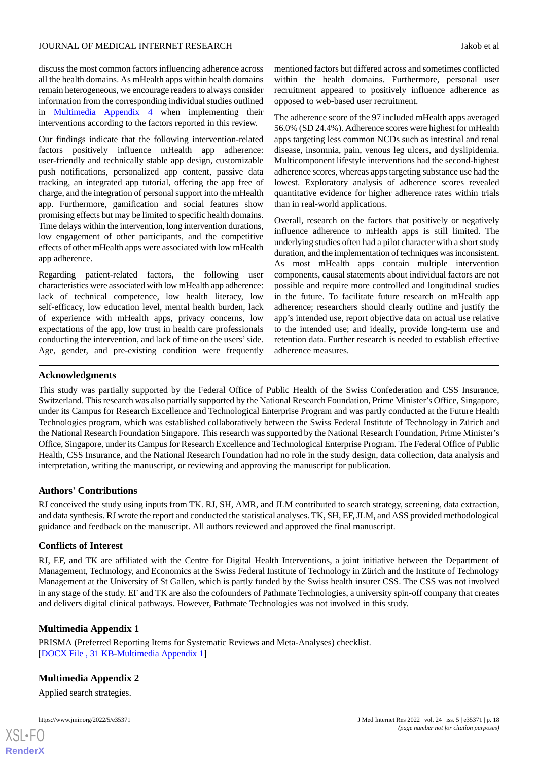discuss the most common factors influencing adherence across all the health domains. As mHealth apps within health domains remain heterogeneous, we encourage readers to always consider information from the corresponding individual studies outlined in Multimedia Appendix 4 when implementing their interventions according to the factors reported in this review.

Our findings indicate that the following intervention-related factors positively influence mHealth app adherence: user-friendly and technically stable app design, customizable push notifications, personalized app content, passive data tracking, an integrated app tutorial, offering the app free of charge, and the integration of personal support into the mHealth app. Furthermore, gamification and social features show promising effects but may be limited to specific health domains. Time delays within the intervention, long intervention durations, low engagement of other participants, and the competitive effects of other mHealth apps were associated with low mHealth app adherence.

Regarding patient-related factors, the following user characteristics were associated with low mHealth app adherence: lack of technical competence, low health literacy, low self-efficacy, low education level, mental health burden, lack of experience with mHealth apps, privacy concerns, low expectations of the app, low trust in health care professionals conducting the intervention, and lack of time on the users' side. Age, gender, and pre-existing condition were frequently mentioned factors but differed across and sometimes conflicted within the health domains. Furthermore, personal user recruitment appeared to positively influence adherence as opposed to web-based user recruitment.

The adherence score of the 97 included mHealth apps averaged 56.0% (SD 24.4%). Adherence scores were highest for mHealth apps targeting less common NCDs such as intestinal and renal disease, insomnia, pain, venous leg ulcers, and dyslipidemia. Multicomponent lifestyle interventions had the second-highest adherence scores, whereas apps targeting substance use had the lowest. Exploratory analysis of adherence scores revealed quantitative evidence for higher adherence rates within trials than in real-world applications.

Overall, research on the factors that positively or negatively influence adherence to mHealth apps is still limited. The underlying studies often had a pilot character with a short study duration, and the implementation of techniques was inconsistent. As most mHealth apps contain multiple intervention components, causal statements about individual factors are not possible and require more controlled and longitudinal studies in the future. To facilitate future research on mHealth app adherence; researchers should clearly outline and justify the app's intended use, report objective data on actual use relative to the intended use; and ideally, provide long-term use and retention data. Further research is needed to establish effective adherence measures.

## Acknowledgments

This study was partially supported by the Federal Office of Public Health of the Swiss Confederation and CSS Insurance, Switzerland. This research was also partially supported by the National Research Foundation, Prime Minister's Office, Singapore, under its Campus for Research Excellence and Technological Enterprise Program and was partly conducted at the Future Health Technologies program, which was established collaboratively between the Swiss Federal Institute of Technology in Zürich and the National Research Foundation Singapore. This research was supported by the National Research Foundation, Prime Minister's Office, Singapore, under its Campus for Research Excellence and Technological Enterprise Program. The Federal Office of Public Health, CSS Insurance, and the National Research Foundation had no role in the study design, data collection, data analysis and interpretation, writing the manuscript, or reviewing and approving the manuscript for publication.

## Authors' Contributions

RJ conceived the study using inputs from TK. RJ, SH, AMR, and JLM contributed to search strategy, screening, data extraction, and data synthesis. RJ wrote the report and conducted the statistical analyses. TK, SH, EF, JLM, and ASS provided methodological guidance and feedback on the manuscript. All authors reviewed and approved the final manuscript.

## Conflicts of Interest

RJ, EF, and TK are affiliated with the Centre for Digital Health Interventions, a joint initiative between the Department of Management, Technology, and Economics at the Swiss Federal Institute of Technology in Zürich and the Institute of Technology Management at the University of St Gallen, which is partly funded by the Swiss health insurer CSS. The CSS was not involved in any stage of the study. EF and TK are also the cofounders of Pathmate Technologies, a university spin-off company that creates and delivers digital clinical pathways. However, Pathmate Technologies was not involved in this study.

## Multimedia Appendix 1

PRISMA (Preferred Reporting Items for Systematic Reviews and Meta-Analyses) checklist.
[DOCX File , 31 KB-Multimedia Appendix 1]

## Multimedia Appendix 2

Applied search strategies.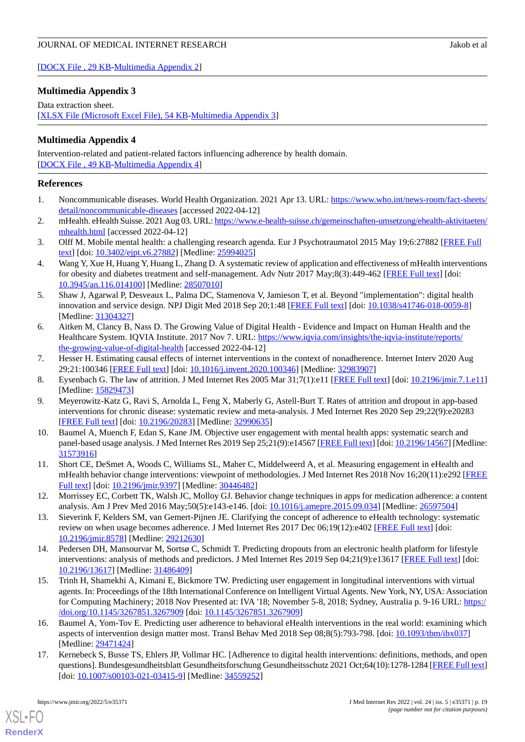[DOCX File , 29 KB-Multimedia Appendix 2]

### Multimedia Appendix 3

Data extraction sheet.
[XLSX File (Microsoft Excel File), 54 KB-Multimedia Appendix 3]

### Multimedia Appendix 4

Intervention-related and patient-related factors influencing adherence by health domain.
[DOCX File , 49 KB-Multimedia Appendix 4]

### References

1. Noncommunicable diseases. World Health Organization. 2021 Apr 13. URL: https://www.who.int/news-room/fact-sheets/detail/noncommunicable-diseases [accessed 2022-04-12]
2. mHealth. eHealth Suisse. 2021 Aug 03. URL: https://www.e-health-suisse.ch/gemeinschaften-umsetzung/ehealth-aktivitaeten/mhealth.html [accessed 2022-04-12]
3. Olff M. Mobile mental health: a challenging research agenda. Eur J Psychotraumatol 2015 May 19;6:27882 [FREE Full text] [doi: 10.3402/ejpt.v6.27882] [Medline: 25994025]
4. Wang Y, Xue H, Huang Y, Huang L, Zhang D. A systematic review of application and effectiveness of mHealth interventions for obesity and diabetes treatment and self-management. Adv Nutr 2017 May;8(3):449-462 [FREE Full text] [doi: 10.3945/an.116.014100] [Medline: 28507010]
5. Shaw J, Agarwal P, Desveaux L, Palma DC, Stamenova V, Jamieson T, et al. Beyond "implementation": digital health innovation and service design. NPJ Digit Med 2018 Sep 20;1:48 [FREE Full text] [doi: 10.1038/s41746-018-0059-8] [Medline: 31304327]
6. Aitken M, Clancy B, Nass D. The Growing Value of Digital Health - Evidence and Impact on Human Health and the Healthcare System. IQVIA Institute. 2017 Nov 7. URL: https://www.iqvia.com/insights/the-iqvia-institute/reports/the-growing-value-of-digital-health [accessed 2022-04-12]
7. Hesser H. Estimating causal effects of internet interventions in the context of nonadherence. Internet Interv 2020 Aug 29;21:100346 [FREE Full text] [doi: 10.1016/j.invent.2020.100346] [Medline: 32983907]
8. Eysenbach G. The law of attrition. J Med Internet Res 2005 Mar 31;7(1):e11 [FREE Full text] [doi: 10.2196/jmir.7.1.e11] [Medline: 15829473]
9. Meyerowitz-Katz G, Ravi S, Arnolda L, Feng X, Maberly G, Astell-Burt T. Rates of attrition and dropout in app-based interventions for chronic disease: systematic review and meta-analysis. J Med Internet Res 2020 Sep 29;22(9):e20283 [FREE Full text] [doi: 10.2196/20283] [Medline: 32990635]
10. Baumel A, Muench F, Edan S, Kane JM. Objective user engagement with mental health apps: systematic search and panel-based usage analysis. J Med Internet Res 2019 Sep 25;21(9):e14567 [FREE Full text] [doi: 10.2196/14567] [Medline: 31573916]
11. Short CE, DeSmet A, Woods C, Williams SL, Maher C, Middelweerd A, et al. Measuring engagement in eHealth and mHealth behavior change interventions: viewpoint of methodologies. J Med Internet Res 2018 Nov 16;20(11):e292 [FREE Full text] [doi: 10.2196/jmir.9397] [Medline: 30446482]
12. Morrissey EC, Corbett TK, Walsh JC, Molloy GJ. Behavior change techniques in apps for medication adherence: a content analysis. Am J Prev Med 2016 May;50(5):e143-e146. [doi: 10.1016/j.amepre.2015.09.034] [Medline: 26597504]
13. Sieverink F, Kelders SM, van Gemert-Pijnen JE. Clarifying the concept of adherence to eHealth technology: systematic review on when usage becomes adherence. J Med Internet Res 2017 Dec 06;19(12):e402 [FREE Full text] [doi: 10.2196/jmir.8578] [Medline: 29212630]
14. Pedersen DH, Mansourvar M, Sortsø C, Schmidt T. Predicting dropouts from an electronic health platform for lifestyle interventions: analysis of methods and predictors. J Med Internet Res 2019 Sep 04;21(9):e13617 [FREE Full text] [doi: 10.2196/13617] [Medline: 31486409]
15. Trinh H, Shamekhi A, Kimani E, Bickmore TW. Predicting user engagement in longitudinal interventions with virtual agents. In: Proceedings of the 18th International Conference on Intelligent Virtual Agents. New York, NY, USA: Association for Computing Machinery; 2018 Nov Presented at: IVA '18; November 5-8, 2018; Sydney, Australia p. 9-16 URL: https://doi.org/10.1145/3267851.3267909 [doi: 10.1145/3267851.3267909]
16. Baumel A, Yom-Tov E. Predicting user adherence to behavioral eHealth interventions in the real world: examining which aspects of intervention design matter most. Transl Behav Med 2018 Sep 08;8(5):793-798. [doi: 10.1093/tbm/ibx037] [Medline: 29471424]
17. Kernebeck S, Busse TS, Ehlers JP, Vollmar HC. [Adherence to digital health interventions: definitions, methods, and open questions]. Bundesgesundheitsblatt Gesundheitsforschung Gesundheitsschutz 2021 Oct;64(10):1278-1284 [FREE Full text] [doi: 10.1007/s00103-021-03415-9] [Medline: 34559252]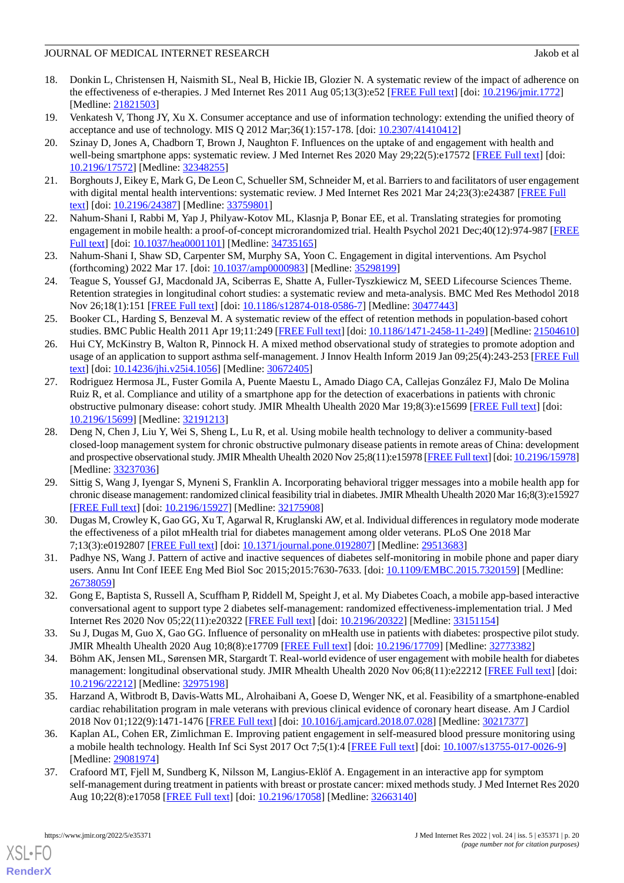18. Donkin L, Christensen H, Naismith SL, Neal B, Hickie IB, Glozier N. A systematic review of the impact of adherence on the effectiveness of e-therapies. J Med Internet Res 2011 Aug 05;13(3):e52 [FREE Full text] [doi: 10.2196/jmir.1772] [Medline: 21821503]
19. Venkatesh V, Thong JY, Xu X. Consumer acceptance and use of information technology: extending the unified theory of acceptance and use of technology. MIS Q 2012 Mar;36(1):157-178. [doi: 10.2307/41410412]
20. Szinay D, Jones A, Chadborn T, Brown J, Naughton F. Influences on the uptake of and engagement with health and well-being smartphone apps: systematic review. J Med Internet Res 2020 May 29;22(5):e17572 [FREE Full text] [doi: 10.2196/17572] [Medline: 32348255]
21. Borghouts J, Eikey E, Mark G, De Leon C, Schueller SM, Schneider M, et al. Barriers to and facilitators of user engagement with digital mental health interventions: systematic review. J Med Internet Res 2021 Mar 24;23(3):e24387 [FREE Full text] [doi: 10.2196/24387] [Medline: 33759801]
22. Nahum-Shani I, Rabbi M, Yap J, Philyaw-Kotov ML, Klasnja P, Bonar EE, et al. Translating strategies for promoting engagement in mobile health: a proof-of-concept microrandomized trial. Health Psychol 2021 Dec;40(12):974-987 [FREE Full text] [doi: 10.1037/hea0001101] [Medline: 34735165]
23. Nahum-Shani I, Shaw SD, Carpenter SM, Murphy SA, Yoon C. Engagement in digital interventions. Am Psychol (forthcoming) 2022 Mar 17. [doi: 10.1037/amp0000983] [Medline: 35298199]
24. Teague S, Youssef GJ, Macdonald JA, Sciberras E, Shatte A, Fuller-Tyszkiewicz M, SEED Lifecourse Sciences Theme. Retention strategies in longitudinal cohort studies: a systematic review and meta-analysis. BMC Med Res Methodol 2018 Nov 26;18(1):151 [FREE Full text] [doi: 10.1186/s12874-018-0586-7] [Medline: 30477443]
25. Booker CL, Harding S, Benzeval M. A systematic review of the effect of retention methods in population-based cohort studies. BMC Public Health 2011 Apr 19;11:249 [FREE Full text] [doi: 10.1186/1471-2458-11-249] [Medline: 21504610]
26. Hui CY, McKinstry B, Walton R, Pinnock H. A mixed method observational study of strategies to promote adoption and usage of an application to support asthma self-management. J Innov Health Inform 2019 Jan 09;25(4):243-253 [FREE Full text] [doi: 10.14236/jhi.v25i4.1056] [Medline: 30672405]
27. Rodriguez Hermosa JL, Fuster Gomila A, Puente Maestu L, Amado Diago CA, Callejas González FJ, Malo De Molina Ruiz R, et al. Compliance and utility of a smartphone app for the detection of exacerbations in patients with chronic obstructive pulmonary disease: cohort study. JMIR Mhealth Uhealth 2020 Mar 19;8(3):e15699 [FREE Full text] [doi: 10.2196/15699] [Medline: 32191213]
28. Deng N, Chen J, Liu Y, Wei S, Sheng L, Lu R, et al. Using mobile health technology to deliver a community-based closed-loop management system for chronic obstructive pulmonary disease patients in remote areas of China: development and prospective observational study. JMIR Mhealth Uhealth 2020 Nov 25;8(11):e15978 [FREE Full text] [doi: 10.2196/15978] [Medline: 33237036]
29. Sittig S, Wang J, Iyengar S, Myneni S, Franklin A. Incorporating behavioral trigger messages into a mobile health app for chronic disease management: randomized clinical feasibility trial in diabetes. JMIR Mhealth Uhealth 2020 Mar 16;8(3):e15927 [FREE Full text] [doi: 10.2196/15927] [Medline: 32175908]
30. Dugas M, Crowley K, Gao GG, Xu T, Agarwal R, Kruglanski AW, et al. Individual differences in regulatory mode moderate the effectiveness of a pilot mHealth trial for diabetes management among older veterans. PLoS One 2018 Mar 7;13(3):e0192807 [FREE Full text] [doi: 10.1371/journal.pone.0192807] [Medline: 29513683]
31. Padhye NS, Wang J. Pattern of active and inactive sequences of diabetes self-monitoring in mobile phone and paper diary users. Annu Int Conf IEEE Eng Med Biol Soc 2015;2015:7630-7633. [doi: 10.1109/EMBC.2015.7320159] [Medline: 26738059]
32. Gong E, Baptista S, Russell A, Scuffham P, Riddell M, Speight J, et al. My Diabetes Coach, a mobile app-based interactive conversational agent to support type 2 diabetes self-management: randomized effectiveness-implementation trial. J Med Internet Res 2020 Nov 05;22(11):e20322 [FREE Full text] [doi: 10.2196/20322] [Medline: 33151154]
33. Su J, Dugas M, Guo X, Gao GG. Influence of personality on mHealth use in patients with diabetes: prospective pilot study. JMIR Mhealth Uhealth 2020 Aug 10;8(8):e17709 [FREE Full text] [doi: 10.2196/17709] [Medline: 32773382]
34. Böhm AK, Jensen ML, Sørensen MR, Stargardt T. Real-world evidence of user engagement with mobile health for diabetes management: longitudinal observational study. JMIR Mhealth Uhealth 2020 Nov 06;8(11):e22212 [FREE Full text] [doi: 10.2196/22212] [Medline: 32975198]
35. Harzand A, Witbrodt B, Davis-Watts ML, Alrohaibani A, Goese D, Wenger NK, et al. Feasibility of a smartphone-enabled cardiac rehabilitation program in male veterans with previous clinical evidence of coronary heart disease. Am J Cardiol 2018 Nov 01;122(9):1471-1476 [FREE Full text] [doi: 10.1016/j.amjcard.2018.07.028] [Medline: 30217377]
36. Kaplan AL, Cohen ER, Zimlichman E. Improving patient engagement in self-measured blood pressure monitoring using a mobile health technology. Health Inf Sci Syst 2017 Oct 7;5(1):4 [FREE Full text] [doi: 10.1007/s13755-017-0026-9] [Medline: 29081974]
37. Crafoord MT, Fjell M, Sundberg K, Nilsson M, Langius-Eklöf A. Engagement in an interactive app for symptom self-management during treatment in patients with breast or prostate cancer: mixed methods study. J Med Internet Res 2020 Aug 10;22(8):e17058 [FREE Full text] [doi: 10.2196/17058] [Medline: 32663140]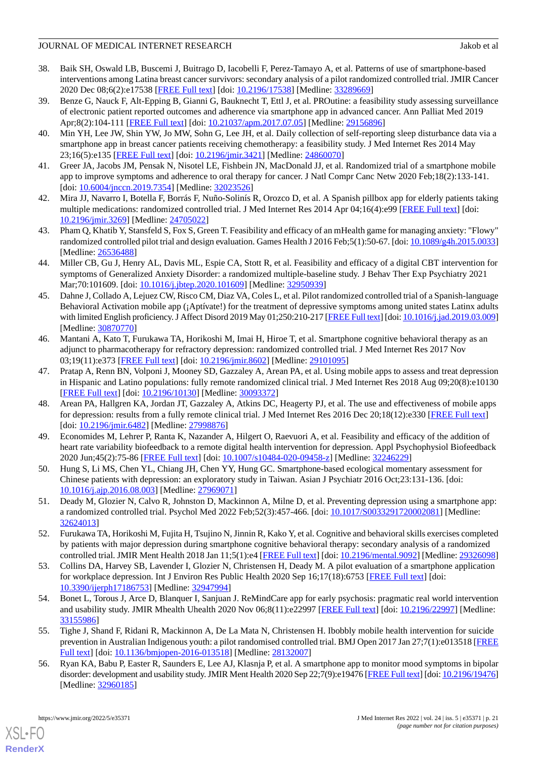38. Baik SH, Oswald LB, Buscemi J, Buitrago D, Iacobelli F, Perez-Tamayo A, et al. Patterns of use of smartphone-based interventions among Latina breast cancer survivors: secondary analysis of a pilot randomized controlled trial. JMIR Cancer 2020 Dec 08;6(2):e17538 [FREE Full text] [doi: 10.2196/17538] [Medline: 33289669]
39. Benze G, Nauck F, Alt-Epping B, Gianni G, Bauknecht T, Ettl J, et al. PROutine: a feasibility study assessing surveillance of electronic patient reported outcomes and adherence via smartphone app in advanced cancer. Ann Palliat Med 2019 Apr;8(2):104-111 [FREE Full text] [doi: 10.21037/apm.2017.07.05] [Medline: 29156896]
40. Min YH, Lee JW, Shin YW, Jo MW, Sohn G, Lee JH, et al. Daily collection of self-reporting sleep disturbance data via a smartphone app in breast cancer patients receiving chemotherapy: a feasibility study. J Med Internet Res 2014 May 23;16(5):e135 [FREE Full text] [doi: 10.2196/jmir.3421] [Medline: 24860070]
41. Greer JA, Jacobs JM, Pensak N, Nisotel LE, Fishbein JN, MacDonald JJ, et al. Randomized trial of a smartphone mobile app to improve symptoms and adherence to oral therapy for cancer. J Natl Compr Canc Netw 2020 Feb;18(2):133-141. [doi: 10.6004/jnccn.2019.7354] [Medline: 32023526]
42. Mira JJ, Navarro I, Botella F, Borrás F, Nuño-Solinís R, Orozco D, et al. A Spanish pillbox app for elderly patients taking multiple medications: randomized controlled trial. J Med Internet Res 2014 Apr 04;16(4):e99 [FREE Full text] [doi: 10.2196/jmir.3269] [Medline: 24705022]
43. Pham Q, Khatib Y, Stansfeld S, Fox S, Green T. Feasibility and efficacy of an mHealth game for managing anxiety: "Flowy" randomized controlled pilot trial and design evaluation. Games Health J 2016 Feb;5(1):50-67. [doi: 10.1089/g4h.2015.0033] [Medline: 26536488]
44. Miller CB, Gu J, Henry AL, Davis ML, Espie CA, Stott R, et al. Feasibility and efficacy of a digital CBT intervention for symptoms of Generalized Anxiety Disorder: a randomized multiple-baseline study. J Behav Ther Exp Psychiatry 2021 Mar;70:101609. [doi: 10.1016/j.jbtep.2020.101609] [Medline: 32950939]
45. Dahne J, Collado A, Lejuez CW, Risco CM, Diaz VA, Coles L, et al. Pilot randomized controlled trial of a Spanish-language Behavioral Activation mobile app (¡Aptívate!) for the treatment of depressive symptoms among united states Latinx adults with limited English proficiency. J Affect Disord 2019 May 01;250:210-217 [FREE Full text] [doi: 10.1016/j.jad.2019.03.009] [Medline: 30870770]
46. Mantani A, Kato T, Furukawa TA, Horikoshi M, Imai H, Hiroe T, et al. Smartphone cognitive behavioral therapy as an adjunct to pharmacotherapy for refractory depression: randomized controlled trial. J Med Internet Res 2017 Nov 03;19(11):e373 [FREE Full text] [doi: 10.2196/jmir.8602] [Medline: 29101095]
47. Pratap A, Renn BN, Volponi J, Mooney SD, Gazzaley A, Arean PA, et al. Using mobile apps to assess and treat depression in Hispanic and Latino populations: fully remote randomized clinical trial. J Med Internet Res 2018 Aug 09;20(8):e10130 [FREE Full text] [doi: 10.2196/10130] [Medline: 30093372]
48. Arean PA, Hallgren KA, Jordan JT, Gazzaley A, Atkins DC, Heagerty PJ, et al. The use and effectiveness of mobile apps for depression: results from a fully remote clinical trial. J Med Internet Res 2016 Dec 20;18(12):e330 [FREE Full text] [doi: 10.2196/jmir.6482] [Medline: 27998876]
49. Economides M, Lehrer P, Ranta K, Nazander A, Hilgert O, Raevuori A, et al. Feasibility and efficacy of the addition of heart rate variability biofeedback to a remote digital health intervention for depression. Appl Psychophysiol Biofeedback 2020 Jun;45(2):75-86 [FREE Full text] [doi: 10.1007/s10484-020-09458-z] [Medline: 32246229]
50. Hung S, Li MS, Chen YL, Chiang JH, Chen YY, Hung GC. Smartphone-based ecological momentary assessment for Chinese patients with depression: an exploratory study in Taiwan. Asian J Psychiatr 2016 Oct;23:131-136. [doi: 10.1016/j.ajp.2016.08.003] [Medline: 27969071]
51. Deady M, Glozier N, Calvo R, Johnston D, Mackinnon A, Milne D, et al. Preventing depression using a smartphone app: a randomized controlled trial. Psychol Med 2022 Feb;52(3):457-466. [doi: 10.1017/S0033291720002081] [Medline: 32624013]
52. Furukawa TA, Horikoshi M, Fujita H, Tsujino N, Jinnin R, Kako Y, et al. Cognitive and behavioral skills exercises completed by patients with major depression during smartphone cognitive behavioral therapy: secondary analysis of a randomized controlled trial. JMIR Ment Health 2018 Jan 11;5(1):e4 [FREE Full text] [doi: 10.2196/mental.9092] [Medline: 29326098]
53. Collins DA, Harvey SB, Lavender I, Glozier N, Christensen H, Deady M. A pilot evaluation of a smartphone application for workplace depression. Int J Environ Res Public Health 2020 Sep 16;17(18):6753 [FREE Full text] [doi: 10.3390/ijerph17186753] [Medline: 32947994]
54. Bonet L, Torous J, Arce D, Blanquer I, Sanjuan J. ReMindCare app for early psychosis: pragmatic real world intervention and usability study. JMIR Mhealth Uhealth 2020 Nov 06;8(11):e22997 [FREE Full text] [doi: 10.2196/22997] [Medline: 33155986]
55. Tighe J, Shand F, Ridani R, Mackinnon A, De La Mata N, Christensen H. Ibobbly mobile health intervention for suicide prevention in Australian Indigenous youth: a pilot randomised controlled trial. BMJ Open 2017 Jan 27;7(1):e013518 [FREE Full text] [doi: 10.1136/bmjopen-2016-013518] [Medline: 28132007]
56. Ryan KA, Babu P, Easter R, Saunders E, Lee AJ, Klasnja P, et al. A smartphone app to monitor mood symptoms in bipolar disorder: development and usability study. JMIR Ment Health 2020 Sep 22;7(9):e19476 [FREE Full text] [doi: 10.2196/19476] [Medline: 32960185]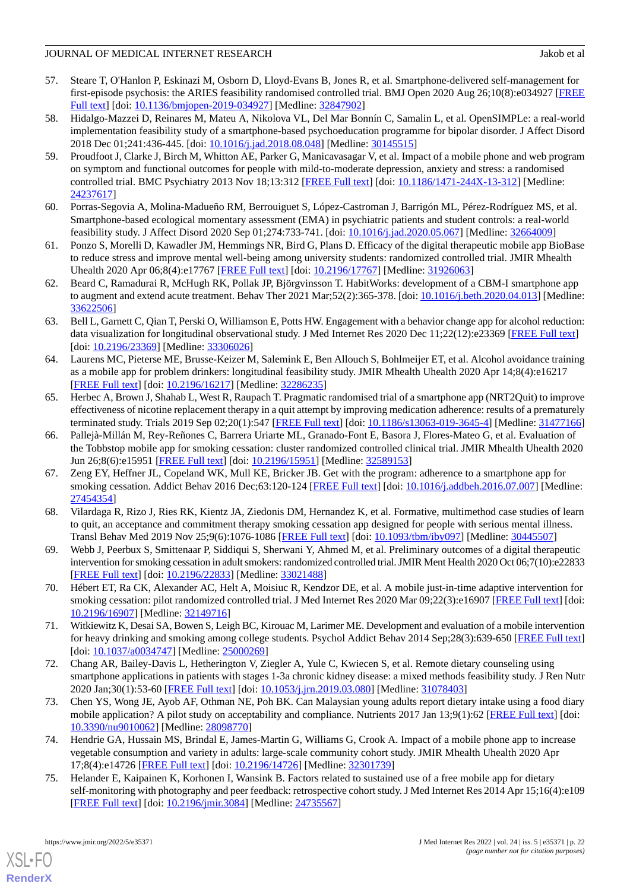57. Steare T, O'Hanlon P, Eskinazi M, Osborn D, Lloyd-Evans B, Jones R, et al. Smartphone-delivered self-management for first-episode psychosis: the ARIES feasibility randomised controlled trial. BMJ Open 2020 Aug 26;10(8):e034927 [FREE Full text] [doi: 10.1136/bmjopen-2019-034927] [Medline: 32847902]
58. Hidalgo-Mazzei D, Reinares M, Mateu A, Nikolova VL, Del Mar Bonnín C, Samalin L, et al. OpenSIMPLe: a real-world implementation feasibility study of a smartphone-based psychoeducation programme for bipolar disorder. J Affect Disord 2018 Dec 01;241:436-445. [doi: 10.1016/j.jad.2018.08.048] [Medline: 30145515]
59. Proudfoot J, Clarke J, Birch M, Whitton AE, Parker G, Manicavasagar V, et al. Impact of a mobile phone and web program on symptom and functional outcomes for people with mild-to-moderate depression, anxiety and stress: a randomised controlled trial. BMC Psychiatry 2013 Nov 18;13:312 [FREE Full text] [doi: 10.1186/1471-244X-13-312] [Medline: 24237617]
60. Porras-Segovia A, Molina-Madueño RM, Berrouiguet S, López-Castroman J, Barrigón ML, Pérez-Rodríguez MS, et al. Smartphone-based ecological momentary assessment (EMA) in psychiatric patients and student controls: a real-world feasibility study. J Affect Disord 2020 Sep 01;274:733-741. [doi: 10.1016/j.jad.2020.05.067] [Medline: 32664009]
61. Ponzo S, Morelli D, Kawadler JM, Hemmings NR, Bird G, Plans D. Efficacy of the digital therapeutic mobile app BioBase to reduce stress and improve mental well-being among university students: randomized controlled trial. JMIR Mhealth Uhealth 2020 Apr 06;8(4):e17767 [FREE Full text] [doi: 10.2196/17767] [Medline: 31926063]
62. Beard C, Ramadurai R, McHugh RK, Pollak JP, Björgvinsson T. HabitWorks: development of a CBM-I smartphone app to augment and extend acute treatment. Behav Ther 2021 Mar;52(2):365-378. [doi: 10.1016/j.beth.2020.04.013] [Medline: 33622506]
63. Bell L, Garnett C, Qian T, Perski O, Williamson E, Potts HW. Engagement with a behavior change app for alcohol reduction: data visualization for longitudinal observational study. J Med Internet Res 2020 Dec 11;22(12):e23369 [FREE Full text] [doi: 10.2196/23369] [Medline: 33306026]
64. Laurens MC, Pieterse ME, Brusse-Keizer M, Salemink E, Ben Allouch S, Bohlmeijer ET, et al. Alcohol avoidance training as a mobile app for problem drinkers: longitudinal feasibility study. JMIR Mhealth Uhealth 2020 Apr 14;8(4):e16217 [FREE Full text] [doi: 10.2196/16217] [Medline: 32286235]
65. Herbec A, Brown J, Shahab L, West R, Raupach T. Pragmatic randomised trial of a smartphone app (NRT2Quit) to improve effectiveness of nicotine replacement therapy in a quit attempt by improving medication adherence: results of a prematurely terminated study. Trials 2019 Sep 02;20(1):547 [FREE Full text] [doi: 10.1186/s13063-019-3645-4] [Medline: 31477166]
66. Pallejà-Millán M, Rey-Reñones C, Barrera Uriarte ML, Granado-Font E, Basora J, Flores-Mateo G, et al. Evaluation of the Tobbstop mobile app for smoking cessation: cluster randomized controlled clinical trial. JMIR Mhealth Uhealth 2020 Jun 26;8(6):e15951 [FREE Full text] [doi: 10.2196/15951] [Medline: 32589153]
67. Zeng EY, Heffner JL, Copeland WK, Mull KE, Bricker JB. Get with the program: adherence to a smartphone app for smoking cessation. Addict Behav 2016 Dec;63:120-124 [FREE Full text] [doi: 10.1016/j.addbeh.2016.07.007] [Medline: 27454354]
68. Vilardaga R, Rizo J, Ries RK, Kientz JA, Ziedonis DM, Hernandez K, et al. Formative, multimethod case studies of learn to quit, an acceptance and commitment therapy smoking cessation app designed for people with serious mental illness. Transl Behav Med 2019 Nov 25;9(6):1076-1086 [FREE Full text] [doi: 10.1093/tbm/iby097] [Medline: 30445507]
69. Webb J, Peerbux S, Smittenaar P, Siddiqui S, Sherwani Y, Ahmed M, et al. Preliminary outcomes of a digital therapeutic intervention for smoking cessation in adult smokers: randomized controlled trial. JMIR Ment Health 2020 Oct 06;7(10):e22833 [FREE Full text] [doi: 10.2196/22833] [Medline: 33021488]
70. Hébert ET, Ra CK, Alexander AC, Helt A, Moisiuc R, Kendzor DE, et al. A mobile just-in-time adaptive intervention for smoking cessation: pilot randomized controlled trial. J Med Internet Res 2020 Mar 09;22(3):e16907 [FREE Full text] [doi: 10.2196/16907] [Medline: 32149716]
71. Witkiewitz K, Desai SA, Bowen S, Leigh BC, Kirouac M, Larimer ME. Development and evaluation of a mobile intervention for heavy drinking and smoking among college students. Psychol Addict Behav 2014 Sep;28(3):639-650 [FREE Full text] [doi: 10.1037/a0034747] [Medline: 25000269]
72. Chang AR, Bailey-Davis L, Hetherington V, Ziegler A, Yule C, Kwiecen S, et al. Remote dietary counseling using smartphone applications in patients with stages 1-3a chronic kidney disease: a mixed methods feasibility study. J Ren Nutr 2020 Jan;30(1):53-60 [FREE Full text] [doi: 10.1053/j.jrn.2019.03.080] [Medline: 31078403]
73. Chen YS, Wong JE, Ayob AF, Othman NE, Poh BK. Can Malaysian young adults report dietary intake using a food diary mobile application? A pilot study on acceptability and compliance. Nutrients 2017 Jan 13;9(1):62 [FREE Full text] [doi: 10.3390/nu9010062] [Medline: 28098770]
74. Hendrie GA, Hussain MS, Brindal E, James-Martin G, Williams G, Crook A. Impact of a mobile phone app to increase vegetable consumption and variety in adults: large-scale community cohort study. JMIR Mhealth Uhealth 2020 Apr 17;8(4):e14726 [FREE Full text] [doi: 10.2196/14726] [Medline: 32301739]
75. Helander E, Kaipainen K, Korhonen I, Wansink B. Factors related to sustained use of a free mobile app for dietary self-monitoring with photography and peer feedback: retrospective cohort study. J Med Internet Res 2014 Apr 15;16(4):e109 [FREE Full text] [doi: 10.2196/jmir.3084] [Medline: 24735567]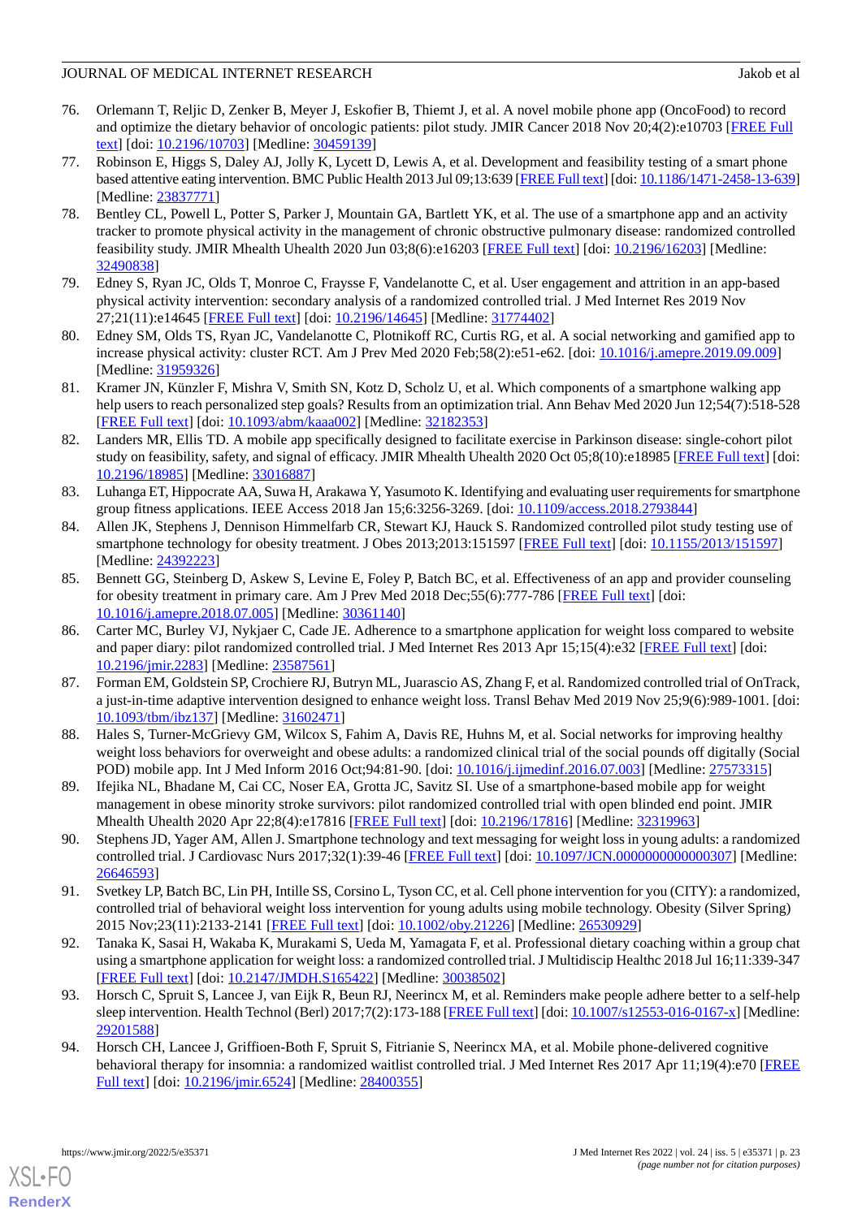76. Orlemann T, Reljic D, Zenker B, Meyer J, Eskofier B, Thiemt J, et al. A novel mobile phone app (OncoFood) to record and optimize the dietary behavior of oncologic patients: pilot study. JMIR Cancer 2018 Nov 20;4(2):e10703 [FREE Full text] [doi: 10.2196/10703] [Medline: 30459139]
77. Robinson E, Higgs S, Daley AJ, Jolly K, Lycett D, Lewis A, et al. Development and feasibility testing of a smart phone based attentive eating intervention. BMC Public Health 2013 Jul 09;13:639 [FREE Full text] [doi: 10.1186/1471-2458-13-639] [Medline: 23837771]
78. Bentley CL, Powell L, Potter S, Parker J, Mountain GA, Bartlett YK, et al. The use of a smartphone app and an activity tracker to promote physical activity in the management of chronic obstructive pulmonary disease: randomized controlled feasibility study. JMIR Mhealth Uhealth 2020 Jun 03;8(6):e16203 [FREE Full text] [doi: 10.2196/16203] [Medline: 32490838]
79. Edney S, Ryan JC, Olds T, Monroe C, Fraysse F, Vandelanotte C, et al. User engagement and attrition in an app-based physical activity intervention: secondary analysis of a randomized controlled trial. J Med Internet Res 2019 Nov 27;21(11):e14645 [FREE Full text] [doi: 10.2196/14645] [Medline: 31774402]
80. Edney SM, Olds TS, Ryan JC, Vandelanotte C, Plotnikoff RC, Curtis RG, et al. A social networking and gamified app to increase physical activity: cluster RCT. Am J Prev Med 2020 Feb;58(2):e51-e62. [doi: 10.1016/j.amepre.2019.09.009] [Medline: 31959326]
81. Kramer JN, Künzler F, Mishra V, Smith SN, Kotz D, Scholz U, et al. Which components of a smartphone walking app help users to reach personalized step goals? Results from an optimization trial. Ann Behav Med 2020 Jun 12;54(7):518-528 [FREE Full text] [doi: 10.1093/abm/kaaa002] [Medline: 32182353]
82. Landers MR, Ellis TD. A mobile app specifically designed to facilitate exercise in Parkinson disease: single-cohort pilot study on feasibility, safety, and signal of efficacy. JMIR Mhealth Uhealth 2020 Oct 05;8(10):e18985 [FREE Full text] [doi: 10.2196/18985] [Medline: 33016887]
83. Luhanga ET, Hippocrate AA, Suwa H, Arakawa Y, Yasumoto K. Identifying and evaluating user requirements for smartphone group fitness applications. IEEE Access 2018 Jan 15;6:3256-3269. [doi: 10.1109/access.2018.2793844]
84. Allen JK, Stephens J, Dennison Himmelfarb CR, Stewart KJ, Hauck S. Randomized controlled pilot study testing use of smartphone technology for obesity treatment. J Obes 2013;2013:151597 [FREE Full text] [doi: 10.1155/2013/151597] [Medline: 24392223]
85. Bennett GG, Steinberg D, Askew S, Levine E, Foley P, Batch BC, et al. Effectiveness of an app and provider counseling for obesity treatment in primary care. Am J Prev Med 2018 Dec;55(6):777-786 [FREE Full text] [doi: 10.1016/j.amepre.2018.07.005] [Medline: 30361140]
86. Carter MC, Burley VJ, Nykjaer C, Cade JE. Adherence to a smartphone application for weight loss compared to website and paper diary: pilot randomized controlled trial. J Med Internet Res 2013 Apr 15;15(4):e32 [FREE Full text] [doi: 10.2196/jmir.2283] [Medline: 23587561]
87. Forman EM, Goldstein SP, Crochiere RJ, Butryn ML, Juarascio AS, Zhang F, et al. Randomized controlled trial of OnTrack, a just-in-time adaptive intervention designed to enhance weight loss. Transl Behav Med 2019 Nov 25;9(6):989-1001. [doi: 10.1093/tbm/ibz137] [Medline: 31602471]
88. Hales S, Turner-McGrievy GM, Wilcox S, Fahim A, Davis RE, Huhns M, et al. Social networks for improving healthy weight loss behaviors for overweight and obese adults: a randomized clinical trial of the social pounds off digitally (Social POD) mobile app. Int J Med Inform 2016 Oct;94:81-90. [doi: 10.1016/j.ijmedinf.2016.07.003] [Medline: 27573315]
89. Ifejika NL, Bhadane M, Cai CC, Noser EA, Grotta JC, Savitz SI. Use of a smartphone-based mobile app for weight management in obese minority stroke survivors: pilot randomized controlled trial with open blinded end point. JMIR Mhealth Uhealth 2020 Apr 22;8(4):e17816 [FREE Full text] [doi: 10.2196/17816] [Medline: 32319963]
90. Stephens JD, Yager AM, Allen J. Smartphone technology and text messaging for weight loss in young adults: a randomized controlled trial. J Cardiovasc Nurs 2017;32(1):39-46 [FREE Full text] [doi: 10.1097/JCN.0000000000000307] [Medline: 26646593]
91. Svetkey LP, Batch BC, Lin PH, Intille SS, Corsino L, Tyson CC, et al. Cell phone intervention for you (CITY): a randomized, controlled trial of behavioral weight loss intervention for young adults using mobile technology. Obesity (Silver Spring) 2015 Nov;23(11):2133-2141 [FREE Full text] [doi: 10.1002/oby.21226] [Medline: 26530929]
92. Tanaka K, Sasai H, Wakaba K, Murakami S, Ueda M, Yamagata F, et al. Professional dietary coaching within a group chat using a smartphone application for weight loss: a randomized controlled trial. J Multidiscip Healthc 2018 Jul 16;11:339-347 [FREE Full text] [doi: 10.2147/JMDH.S165422] [Medline: 30038502]
93. Horsch C, Spruit S, Lancee J, van Eijk R, Beun RJ, Neerincx M, et al. Reminders make people adhere better to a self-help sleep intervention. Health Technol (Berl) 2017;7(2):173-188 [FREE Full text] [doi: 10.1007/s12553-016-0167-x] [Medline: 29201588]
94. Horsch CH, Lancee J, Griffioen-Both F, Spruit S, Fitrianie S, Neerincx MA, et al. Mobile phone-delivered cognitive behavioral therapy for insomnia: a randomized waitlist controlled trial. J Med Internet Res 2017 Apr 11;19(4):e70 [FREE Full text] [doi: 10.2196/jmir.6524] [Medline: 28400355]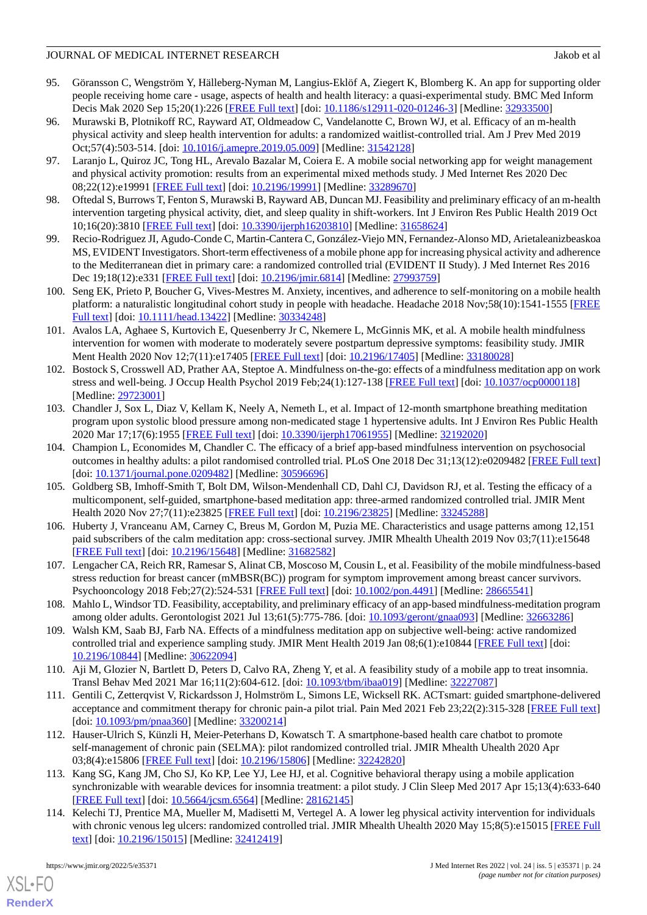95. Göransson C, Wengström Y, Hälleberg-Nyman M, Langius-Eklöf A, Ziegert K, Blomberg K. An app for supporting older people receiving home care - usage, aspects of health and health literacy: a quasi-experimental study. BMC Med Inform Decis Mak 2020 Sep 15;20(1):226 [FREE Full text] [doi: 10.1186/s12911-020-01246-3] [Medline: 32933500]
96. Murawski B, Plotnikoff RC, Rayward AT, Oldmeadow C, Vandelanotte C, Brown WJ, et al. Efficacy of an m-health physical activity and sleep health intervention for adults: a randomized waitlist-controlled trial. Am J Prev Med 2019 Oct;57(4):503-514. [doi: 10.1016/j.amepre.2019.05.009] [Medline: 31542128]
97. Laranjo L, Quiroz JC, Tong HL, Arevalo Bazalar M, Coiera E. A mobile social networking app for weight management and physical activity promotion: results from an experimental mixed methods study. J Med Internet Res 2020 Dec 08;22(12):e19991 [FREE Full text] [doi: 10.2196/19991] [Medline: 33289670]
98. Oftedal S, Burrows T, Fenton S, Murawski B, Rayward AB, Duncan MJ. Feasibility and preliminary efficacy of an m-health intervention targeting physical activity, diet, and sleep quality in shift-workers. Int J Environ Res Public Health 2019 Oct 10;16(20):3810 [FREE Full text] [doi: 10.3390/ijerph16203810] [Medline: 31658624]
99. Recio-Rodriguez JI, Agudo-Conde C, Martin-Cantera C, González-Viejo MN, Fernandez-Alonso MD, Arietaleanizbeaskoa MS, EVIDENT Investigators. Short-term effectiveness of a mobile phone app for increasing physical activity and adherence to the Mediterranean diet in primary care: a randomized controlled trial (EVIDENT II Study). J Med Internet Res 2016 Dec 19;18(12):e331 [FREE Full text] [doi: 10.2196/jmir.6814] [Medline: 27993759]
100. Seng EK, Prieto P, Boucher G, Vives-Mestres M. Anxiety, incentives, and adherence to self-monitoring on a mobile health platform: a naturalistic longitudinal cohort study in people with headache. Headache 2018 Nov;58(10):1541-1555 [FREE Full text] [doi: 10.1111/head.13422] [Medline: 30334248]
101. Avalos LA, Aghaee S, Kurtovich E, Quesenberry Jr C, Nkemere L, McGinnis MK, et al. A mobile health mindfulness intervention for women with moderate to moderately severe postpartum depressive symptoms: feasibility study. JMIR Ment Health 2020 Nov 12;7(11):e17405 [FREE Full text] [doi: 10.2196/17405] [Medline: 33180028]
102. Bostock S, Crosswell AD, Prather AA, Steptoe A. Mindfulness on-the-go: effects of a mindfulness meditation app on work stress and well-being. J Occup Health Psychol 2019 Feb;24(1):127-138 [FREE Full text] [doi: 10.1037/ocp0000118] [Medline: 29723001]
103. Chandler J, Sox L, Diaz V, Kellam K, Neely A, Nemeth L, et al. Impact of 12-month smartphone breathing meditation program upon systolic blood pressure among non-medicated stage 1 hypertensive adults. Int J Environ Res Public Health 2020 Mar 17;17(6):1955 [FREE Full text] [doi: 10.3390/ijerph17061955] [Medline: 32192020]
104. Champion L, Economides M, Chandler C. The efficacy of a brief app-based mindfulness intervention on psychosocial outcomes in healthy adults: a pilot randomised controlled trial. PLoS One 2018 Dec 31;13(12):e0209482 [FREE Full text] [doi: 10.1371/journal.pone.0209482] [Medline: 30596696]
105. Goldberg SB, Imhoff-Smith T, Bolt DM, Wilson-Mendenhall CD, Dahl CJ, Davidson RJ, et al. Testing the efficacy of a multicomponent, self-guided, smartphone-based meditation app: three-armed randomized controlled trial. JMIR Ment Health 2020 Nov 27;7(11):e23825 [FREE Full text] [doi: 10.2196/23825] [Medline: 33245288]
106. Huberty J, Vranceanu AM, Carney C, Breus M, Gordon M, Puzia ME. Characteristics and usage patterns among 12,151 paid subscribers of the calm meditation app: cross-sectional survey. JMIR Mhealth Uhealth 2019 Nov 03;7(11):e15648 [FREE Full text] [doi: 10.2196/15648] [Medline: 31682582]
107. Lengacher CA, Reich RR, Ramesar S, Alinat CB, Moscoso M, Cousin L, et al. Feasibility of the mobile mindfulness-based stress reduction for breast cancer (mMBSR(BC)) program for symptom improvement among breast cancer survivors. Psychooncology 2018 Feb;27(2):524-531 [FREE Full text] [doi: 10.1002/pon.4491] [Medline: 28665541]
108. Mahlo L, Windsor TD. Feasibility, acceptability, and preliminary efficacy of an app-based mindfulness-meditation program among older adults. Gerontologist 2021 Jul 13;61(5):775-786. [doi: 10.1093/geront/gnaa093] [Medline: 32663286]
109. Walsh KM, Saab BJ, Farb NA. Effects of a mindfulness meditation app on subjective well-being: active randomized controlled trial and experience sampling study. JMIR Ment Health 2019 Jan 08;6(1):e10844 [FREE Full text] [doi: 10.2196/10844] [Medline: 30622094]
110. Aji M, Glozier N, Bartlett D, Peters D, Calvo RA, Zheng Y, et al. A feasibility study of a mobile app to treat insomnia. Transl Behav Med 2021 Mar 16;11(2):604-612. [doi: 10.1093/tbm/ibaa019] [Medline: 32227087]
111. Gentili C, Zetterqvist V, Rickardsson J, Holmström L, Simons LE, Wicksell RK. ACTsmart: guided smartphone-delivered acceptance and commitment therapy for chronic pain-a pilot trial. Pain Med 2021 Feb 23;22(2):315-328 [FREE Full text] [doi: 10.1093/pm/pnaa360] [Medline: 33200214]
112. Hauser-Ulrich S, Künzli H, Meier-Peterhans D, Kowatsch T. A smartphone-based health care chatbot to promote self-management of chronic pain (SELMA): pilot randomized controlled trial. JMIR Mhealth Uhealth 2020 Apr 03;8(4):e15806 [FREE Full text] [doi: 10.2196/15806] [Medline: 32242820]
113. Kang SG, Kang JM, Cho SJ, Ko KP, Lee YJ, Lee HJ, et al. Cognitive behavioral therapy using a mobile application synchronizable with wearable devices for insomnia treatment: a pilot study. J Clin Sleep Med 2017 Apr 15;13(4):633-640 [FREE Full text] [doi: 10.5664/jcsm.6564] [Medline: 28162145]
114. Kelechi TJ, Prentice MA, Mueller M, Madisetti M, Vertegel A. A lower leg physical activity intervention for individuals with chronic venous leg ulcers: randomized controlled trial. JMIR Mhealth Uhealth 2020 May 15;8(5):e15015 [FREE Full text] [doi: 10.2196/15015] [Medline: 32412419]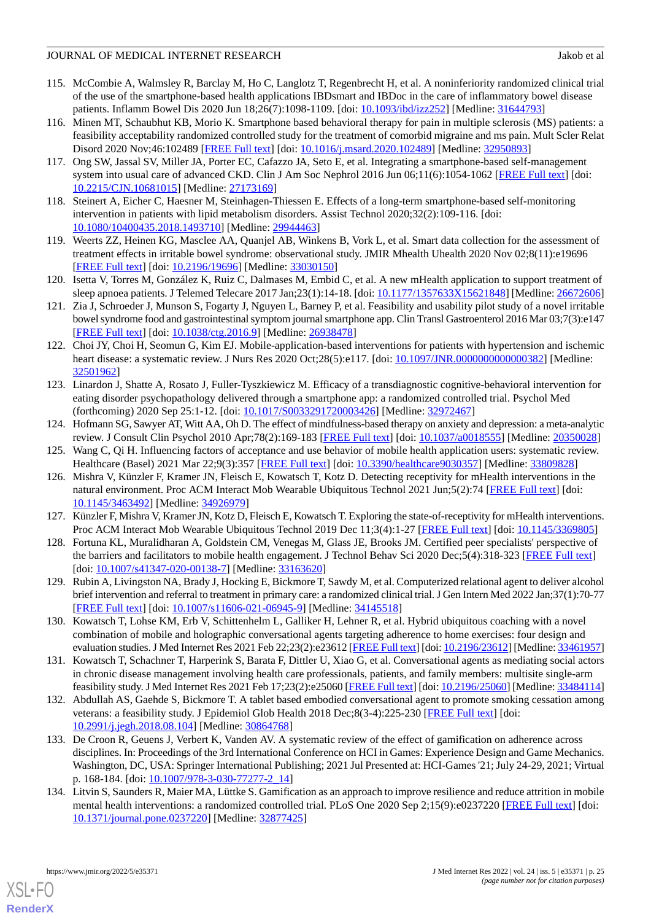115. McCombie A, Walmsley R, Barclay M, Ho C, Langlotz T, Regenbrecht H, et al. A noninferiority randomized clinical trial of the use of the smartphone-based health applications IBDsmart and IBDoc in the care of inflammatory bowel disease patients. Inflamm Bowel Dis 2020 Jun 18;26(7):1098-1109. [doi: 10.1093/ibd/izz252] [Medline: 31644793]
116. Minen MT, Schaubhut KB, Morio K. Smartphone based behavioral therapy for pain in multiple sclerosis (MS) patients: a feasibility acceptability randomized controlled study for the treatment of comorbid migraine and ms pain. Mult Scler Relat Disord 2020 Nov;46:102489 [FREE Full text] [doi: 10.1016/j.msard.2020.102489] [Medline: 32950893]
117. Ong SW, Jassal SV, Miller JA, Porter EC, Cafazzo JA, Seto E, et al. Integrating a smartphone-based self-management system into usual care of advanced CKD. Clin J Am Soc Nephrol 2016 Jun 06;11(6):1054-1062 [FREE Full text] [doi: 10.2215/CJN.10681015] [Medline: 27173169]
118. Steinert A, Eicher C, Haesner M, Steinhagen-Thiessen E. Effects of a long-term smartphone-based self-monitoring intervention in patients with lipid metabolism disorders. Assist Technol 2020;32(2):109-116. [doi: 10.1080/10400435.2018.1493710] [Medline: 29944463]
119. Weerts ZZ, Heinen KG, Masclee AA, Quanjel AB, Winkens B, Vork L, et al. Smart data collection for the assessment of treatment effects in irritable bowel syndrome: observational study. JMIR Mhealth Uhealth 2020 Nov 02;8(11):e19696 [FREE Full text] [doi: 10.2196/19696] [Medline: 33030150]
120. Isetta V, Torres M, González K, Ruiz C, Dalmases M, Embid C, et al. A new mHealth application to support treatment of sleep apnoea patients. J Telemed Telecare 2017 Jan;23(1):14-18. [doi: 10.1177/1357633X15621848] [Medline: 26672606]
121. Zia J, Schroeder J, Munson S, Fogarty J, Nguyen L, Barney P, et al. Feasibility and usability pilot study of a novel irritable bowel syndrome food and gastrointestinal symptom journal smartphone app. Clin Transl Gastroenterol 2016 Mar 03;7(3):e147 [FREE Full text] [doi: 10.1038/ctg.2016.9] [Medline: 26938478]
122. Choi JY, Choi H, Seomun G, Kim EJ. Mobile-application-based interventions for patients with hypertension and ischemic heart disease: a systematic review. J Nurs Res 2020 Oct;28(5):e117. [doi: 10.1097/JNR.0000000000000382] [Medline: 32501962]
123. Linardon J, Shatte A, Rosato J, Fuller-Tyszkiewicz M. Efficacy of a transdiagnostic cognitive-behavioral intervention for eating disorder psychopathology delivered through a smartphone app: a randomized controlled trial. Psychol Med (forthcoming) 2020 Sep 25:1-12. [doi: 10.1017/S0033291720003426] [Medline: 32972467]
124. Hofmann SG, Sawyer AT, Witt AA, Oh D. The effect of mindfulness-based therapy on anxiety and depression: a meta-analytic review. J Consult Clin Psychol 2010 Apr;78(2):169-183 [FREE Full text] [doi: 10.1037/a0018555] [Medline: 20350028]
125. Wang C, Qi H. Influencing factors of acceptance and use behavior of mobile health application users: systematic review. Healthcare (Basel) 2021 Mar 22;9(3):357 [FREE Full text] [doi: 10.3390/healthcare9030357] [Medline: 33809828]
126. Mishra V, Künzler F, Kramer JN, Fleisch E, Kowatsch T, Kotz D. Detecting receptivity for mHealth interventions in the natural environment. Proc ACM Interact Mob Wearable Ubiquitous Technol 2021 Jun;5(2):74 [FREE Full text] [doi: 10.1145/3463492] [Medline: 34926979]
127. Künzler F, Mishra V, Kramer JN, Kotz D, Fleisch E, Kowatsch T. Exploring the state-of-receptivity for mHealth interventions. Proc ACM Interact Mob Wearable Ubiquitous Technol 2019 Dec 11;3(4):1-27 [FREE Full text] [doi: 10.1145/3369805]
128. Fortuna KL, Muralidharan A, Goldstein CM, Venegas M, Glass JE, Brooks JM. Certified peer specialists' perspective of the barriers and facilitators to mobile health engagement. J Technol Behav Sci 2020 Dec;5(4):318-323 [FREE Full text] [doi: 10.1007/s41347-020-00138-7] [Medline: 33163620]
129. Rubin A, Livingston NA, Brady J, Hocking E, Bickmore T, Sawdy M, et al. Computerized relational agent to deliver alcohol brief intervention and referral to treatment in primary care: a randomized clinical trial. J Gen Intern Med 2022 Jan;37(1):70-77 [FREE Full text] [doi: 10.1007/s11606-021-06945-9] [Medline: 34145518]
130. Kowatsch T, Lohse KM, Erb V, Schittenhelm L, Galliker H, Lehner R, et al. Hybrid ubiquitous coaching with a novel combination of mobile and holographic conversational agents targeting adherence to home exercises: four design and evaluation studies. J Med Internet Res 2021 Feb 22;23(2):e23612 [FREE Full text] [doi: 10.2196/23612] [Medline: 33461957]
131. Kowatsch T, Schachner T, Harperink S, Barata F, Dittler U, Xiao G, et al. Conversational agents as mediating social actors in chronic disease management involving health care professionals, patients, and family members: multisite single-arm feasibility study. J Med Internet Res 2021 Feb 17;23(2):e25060 [FREE Full text] [doi: 10.2196/25060] [Medline: 33484114]
132. Abdullah AS, Gaehde S, Bickmore T. A tablet based embodied conversational agent to promote smoking cessation among veterans: a feasibility study. J Epidemiol Glob Health 2018 Dec;8(3-4):225-230 [FREE Full text] [doi: 10.2991/j.jegh.2018.08.104] [Medline: 30864768]
133. De Croon R, Geuens J, Verbert K, Vanden AV. A systematic review of the effect of gamification on adherence across disciplines. In: Proceedings of the 3rd International Conference on HCI in Games: Experience Design and Game Mechanics. Washington, DC, USA: Springer International Publishing; 2021 Jul Presented at: HCI-Games '21; July 24-29, 2021; Virtual p. 168-184. [doi: 10.1007/978-3-030-77277-2_14]
134. Litvin S, Saunders R, Maier MA, Lüttke S. Gamification as an approach to improve resilience and reduce attrition in mobile mental health interventions: a randomized controlled trial. PLoS One 2020 Sep 2;15(9):e0237220 [FREE Full text] [doi: 10.1371/journal.pone.0237220] [Medline: 32877425]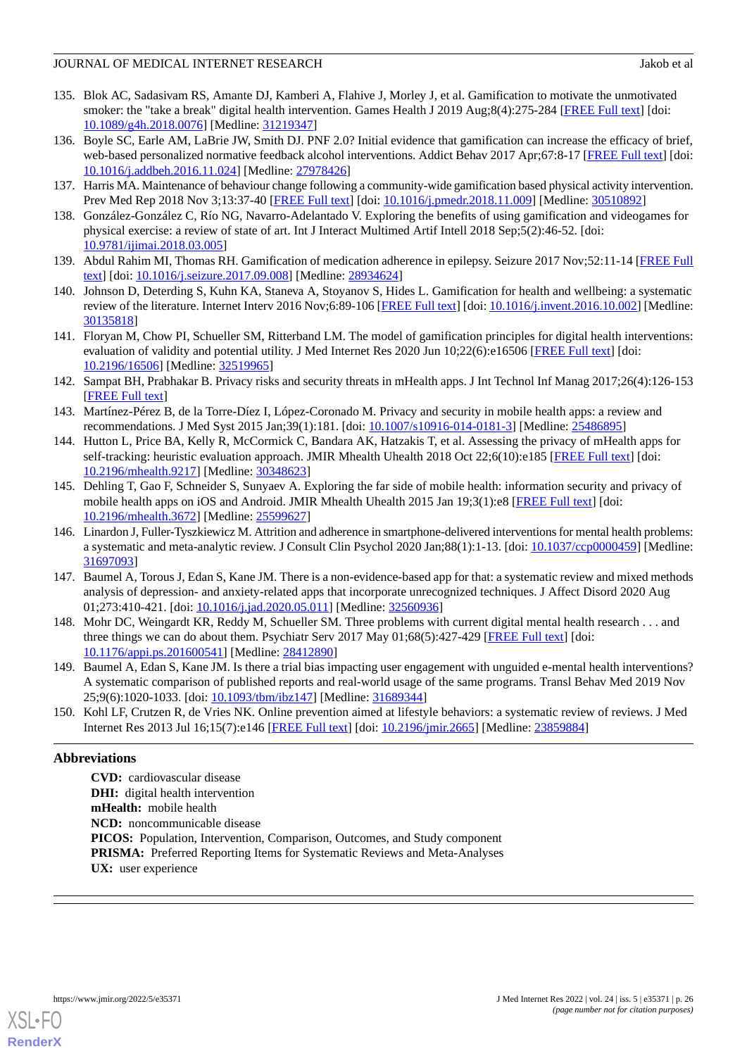135. Blok AC, Sadasivam RS, Amante DJ, Kamberi A, Flahive J, Morley J, et al. Gamification to motivate the unmotivated smoker: the "take a break" digital health intervention. Games Health J 2019 Aug;8(4):275-284 [FREE Full text] [doi: 10.1089/g4h.2018.0076] [Medline: 31219347]
136. Boyle SC, Earle AM, LaBrie JW, Smith DJ. PNF 2.0? Initial evidence that gamification can increase the efficacy of brief, web-based personalized normative feedback alcohol interventions. Addict Behav 2017 Apr;67:8-17 [FREE Full text] [doi: 10.1016/j.addbeh.2016.11.024] [Medline: 27978426]
137. Harris MA. Maintenance of behaviour change following a community-wide gamification based physical activity intervention. Prev Med Rep 2018 Nov 3;13:37-40 [FREE Full text] [doi: 10.1016/j.pmedr.2018.11.009] [Medline: 30510892]
138. González-González C, Río NG, Navarro-Adelantado V. Exploring the benefits of using gamification and videogames for physical exercise: a review of state of art. Int J Interact Multimed Artif Intell 2018 Sep;5(2):46-52. [doi: 10.9781/ijimai.2018.03.005]
139. Abdul Rahim MI, Thomas RH. Gamification of medication adherence in epilepsy. Seizure 2017 Nov;52:11-14 [FREE Full text] [doi: 10.1016/j.seizure.2017.09.008] [Medline: 28934624]
140. Johnson D, Deterding S, Kuhn KA, Staneva A, Stoyanov S, Hides L. Gamification for health and wellbeing: a systematic review of the literature. Internet Interv 2016 Nov;6:89-106 [FREE Full text] [doi: 10.1016/j.invent.2016.10.002] [Medline: 30135818]
141. Floryan M, Chow PI, Schueller SM, Ritterband LM. The model of gamification principles for digital health interventions: evaluation of validity and potential utility. J Med Internet Res 2020 Jun 10;22(6):e16506 [FREE Full text] [doi: 10.2196/16506] [Medline: 32519965]
142. Sampat BH, Prabhakar B. Privacy risks and security threats in mHealth apps. J Int Technol Inf Manag 2017;26(4):126-153 [FREE Full text]
143. Martínez-Pérez B, de la Torre-Díez I, López-Coronado M. Privacy and security in mobile health apps: a review and recommendations. J Med Syst 2015 Jan;39(1):181. [doi: 10.1007/s10916-014-0181-3] [Medline: 25486895]
144. Hutton L, Price BA, Kelly R, McCormick C, Bandara AK, Hatzakis T, et al. Assessing the privacy of mHealth apps for self-tracking: heuristic evaluation approach. JMIR Mhealth Uhealth 2018 Oct 22;6(10):e185 [FREE Full text] [doi: 10.2196/mhealth.9217] [Medline: 30348623]
145. Dehling T, Gao F, Schneider S, Sunyaev A. Exploring the far side of mobile health: information security and privacy of mobile health apps on iOS and Android. JMIR Mhealth Uhealth 2015 Jan 19;3(1):e8 [FREE Full text] [doi: 10.2196/mhealth.3672] [Medline: 25599627]
146. Linardon J, Fuller-Tyszkiewicz M. Attrition and adherence in smartphone-delivered interventions for mental health problems: a systematic and meta-analytic review. J Consult Clin Psychol 2020 Jan;88(1):1-13. [doi: 10.1037/ccp0000459] [Medline: 31697093]
147. Baumel A, Torous J, Edan S, Kane JM. There is a non-evidence-based app for that: a systematic review and mixed methods analysis of depression- and anxiety-related apps that incorporate unrecognized techniques. J Affect Disord 2020 Aug 01;273:410-421. [doi: 10.1016/j.jad.2020.05.011] [Medline: 32560936]
148. Mohr DC, Weingardt KR, Reddy M, Schueller SM. Three problems with current digital mental health research . . . and three things we can do about them. Psychiatr Serv 2017 May 01;68(5):427-429 [FREE Full text] [doi: 10.1176/appi.ps.201600541] [Medline: 28412890]
149. Baumel A, Edan S, Kane JM. Is there a trial bias impacting user engagement with unguided e-mental health interventions? A systematic comparison of published reports and real-world usage of the same programs. Transl Behav Med 2019 Nov 25;9(6):1020-1033. [doi: 10.1093/tbm/ibz147] [Medline: 31689344]
150. Kohl LF, Crutzen R, de Vries NK. Online prevention aimed at lifestyle behaviors: a systematic review of reviews. J Med Internet Res 2013 Jul 16;15(7):e146 [FREE Full text] [doi: 10.2196/jmir.2665] [Medline: 23859884]

## Abbreviations

**CVD:** cardiovascular disease
**DHI:** digital health intervention
**mHealth:** mobile health
**NCD:** noncommunicable disease
**PICOS:** Population, Intervention, Comparison, Outcomes, and Study component
**PRISMA:** Preferred Reporting Items for Systematic Reviews and Meta-Analyses
**UX:** user experience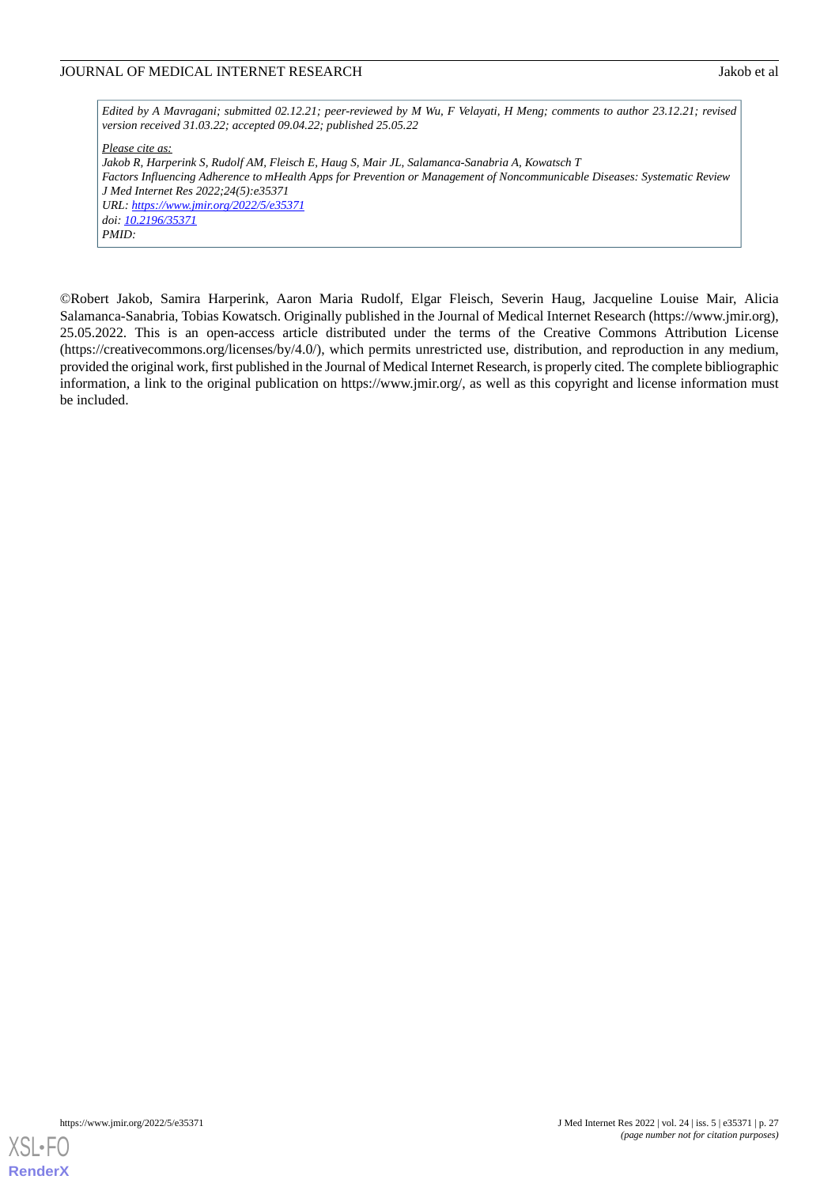*Edited by A Mavragani; submitted 02.12.21; peer-reviewed by M Wu, F Velayati, H Meng; comments to author 23.12.21; revised version received 31.03.22; accepted 09.04.22; published 25.05.22*

*Please cite as:*
*Jakob R, Harperink S, Rudolf AM, Fleisch E, Haug S, Mair JL, Salamanca-Sanabria A, Kowatsch T*
*Factors Influencing Adherence to mHealth Apps for Prevention or Management of Noncommunicable Diseases: Systematic Review*
*J Med Internet Res 2022;24(5):e35371*
*URL: https://www.jmir.org/2022/5/e35371*
*doi: 10.2196/35371*
*PMID:*

©Robert Jakob, Samira Harperink, Aaron Maria Rudolf, Elgar Fleisch, Severin Haug, Jacqueline Louise Mair, Alicia Salamanca-Sanabria, Tobias Kowatsch. Originally published in the Journal of Medical Internet Research (https://www.jmir.org), 25.05.2022. This is an open-access article distributed under the terms of the Creative Commons Attribution License (https://creativecommons.org/licenses/by/4.0/), which permits unrestricted use, distribution, and reproduction in any medium, provided the original work, first published in the Journal of Medical Internet Research, is properly cited. The complete bibliographic information, a link to the original publication on https://www.jmir.org/, as well as this copyright and license information must be included.